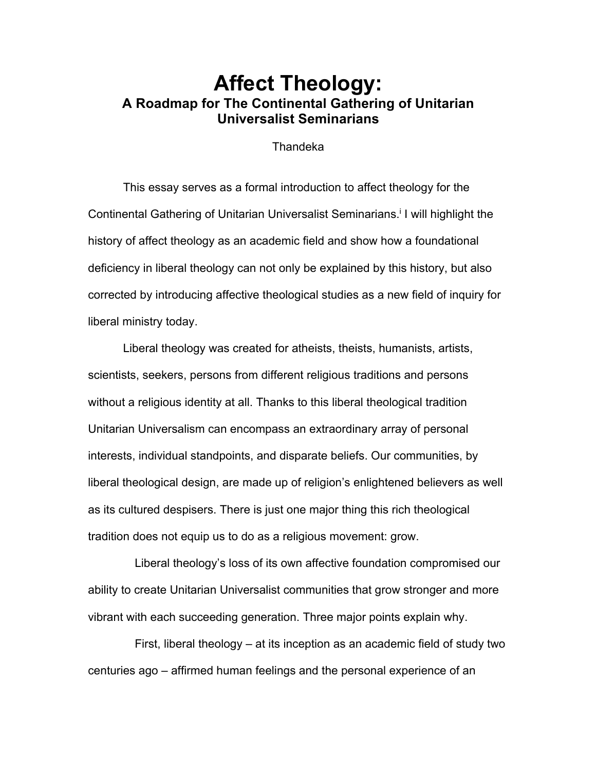# Affect Theology:

## A Roadmap for The Continental Gathering of Unitarian Universalist Seminarians

Thandeka

This essay serves as a formal introduction to affect theology for the Continental Gathering of Unitarian Universalist Seminarians.[i] I will highlight the history of affect theology as an academic field and show how a foundational deficiency in liberal theology can not only be explained by this history, but also corrected by introducing affective theological studies as a new field of inquiry for liberal ministry today.

Liberal theology was created for atheists, theists, humanists, artists, scientists, seekers, persons from different religious traditions and persons without a religious identity at all. Thanks to this liberal theological tradition Unitarian Universalism can encompass an extraordinary array of personal interests, individual standpoints, and disparate beliefs. Our communities, by liberal theological design, are made up of religion's enlightened believers as well as its cultured despisers. There is just one major thing this rich theological tradition does not equip us to do as a religious movement: grow.

Liberal theology's loss of its own affective foundation compromised our ability to create Unitarian Universalist communities that grow stronger and more vibrant with each succeeding generation. Three major points explain why.

First, liberal theology – at its inception as an academic field of study two centuries ago – affirmed human feelings and the personal experience of an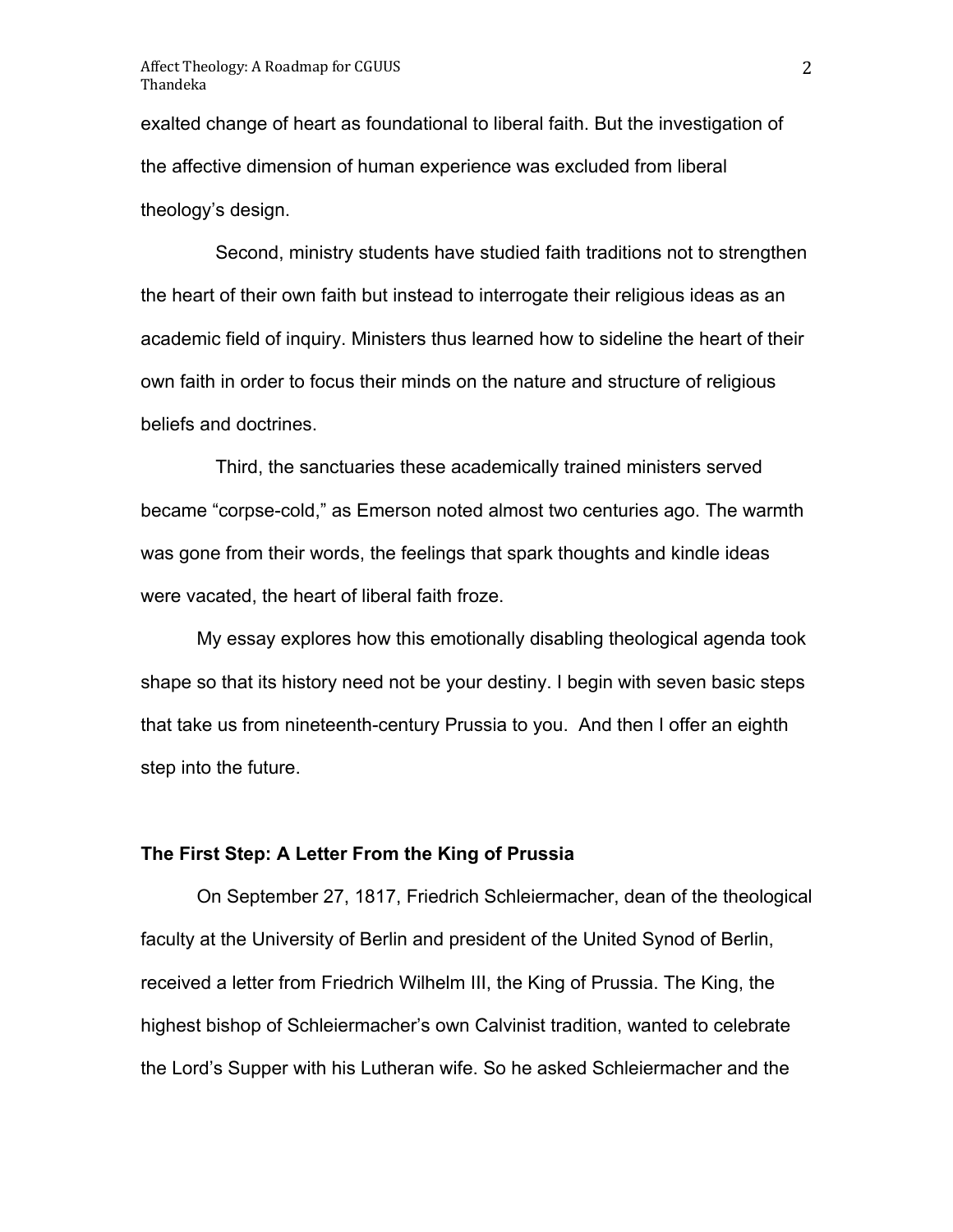exalted change of heart as foundational to liberal faith. But the investigation of the affective dimension of human experience was excluded from liberal theology's design.

Second, ministry students have studied faith traditions not to strengthen the heart of their own faith but instead to interrogate their religious ideas as an academic field of inquiry. Ministers thus learned how to sideline the heart of their own faith in order to focus their minds on the nature and structure of religious beliefs and doctrines.

Third, the sanctuaries these academically trained ministers served became "corpse-cold," as Emerson noted almost two centuries ago. The warmth was gone from their words, the feelings that spark thoughts and kindle ideas were vacated, the heart of liberal faith froze.

My essay explores how this emotionally disabling theological agenda took shape so that its history need not be your destiny. I begin with seven basic steps that take us from nineteenth-century Prussia to you. And then I offer an eighth step into the future.

**The First Step: A Letter From the King of Prussia**

On September 27, 1817, Friedrich Schleiermacher, dean of the theological faculty at the University of Berlin and president of the United Synod of Berlin, received a letter from Friedrich Wilhelm III, the King of Prussia. The King, the highest bishop of Schleiermacher's own Calvinist tradition, wanted to celebrate the Lord's Supper with his Lutheran wife. So he asked Schleiermacher and the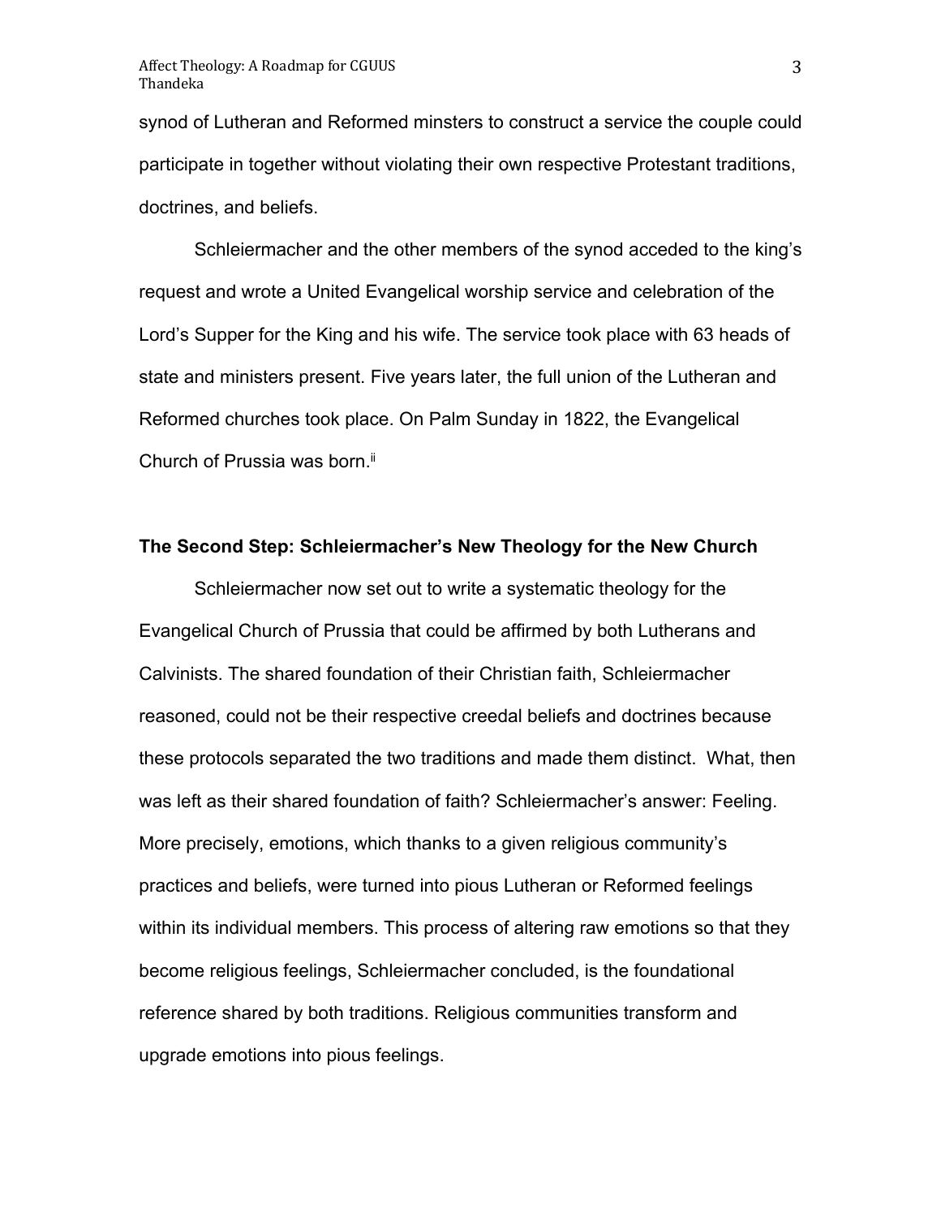synod of Lutheran and Reformed minsters to construct a service the couple could participate in together without violating their own respective Protestant traditions, doctrines, and beliefs.

Schleiermacher and the other members of the synod acceded to the king's request and wrote a United Evangelical worship service and celebration of the Lord's Supper for the King and his wife. The service took place with 63 heads of state and ministers present. Five years later, the full union of the Lutheran and Reformed churches took place. On Palm Sunday in 1822, the Evangelical Church of Prussia was born.[ii]

### The Second Step: Schleiermacher's New Theology for the New Church

Schleiermacher now set out to write a systematic theology for the Evangelical Church of Prussia that could be affirmed by both Lutherans and Calvinists. The shared foundation of their Christian faith, Schleiermacher reasoned, could not be their respective creedal beliefs and doctrines because these protocols separated the two traditions and made them distinct. What, then was left as their shared foundation of faith? Schleiermacher's answer: Feeling. More precisely, emotions, which thanks to a given religious community's practices and beliefs, were turned into pious Lutheran or Reformed feelings within its individual members. This process of altering raw emotions so that they become religious feelings, Schleiermacher concluded, is the foundational reference shared by both traditions. Religious communities transform and upgrade emotions into pious feelings.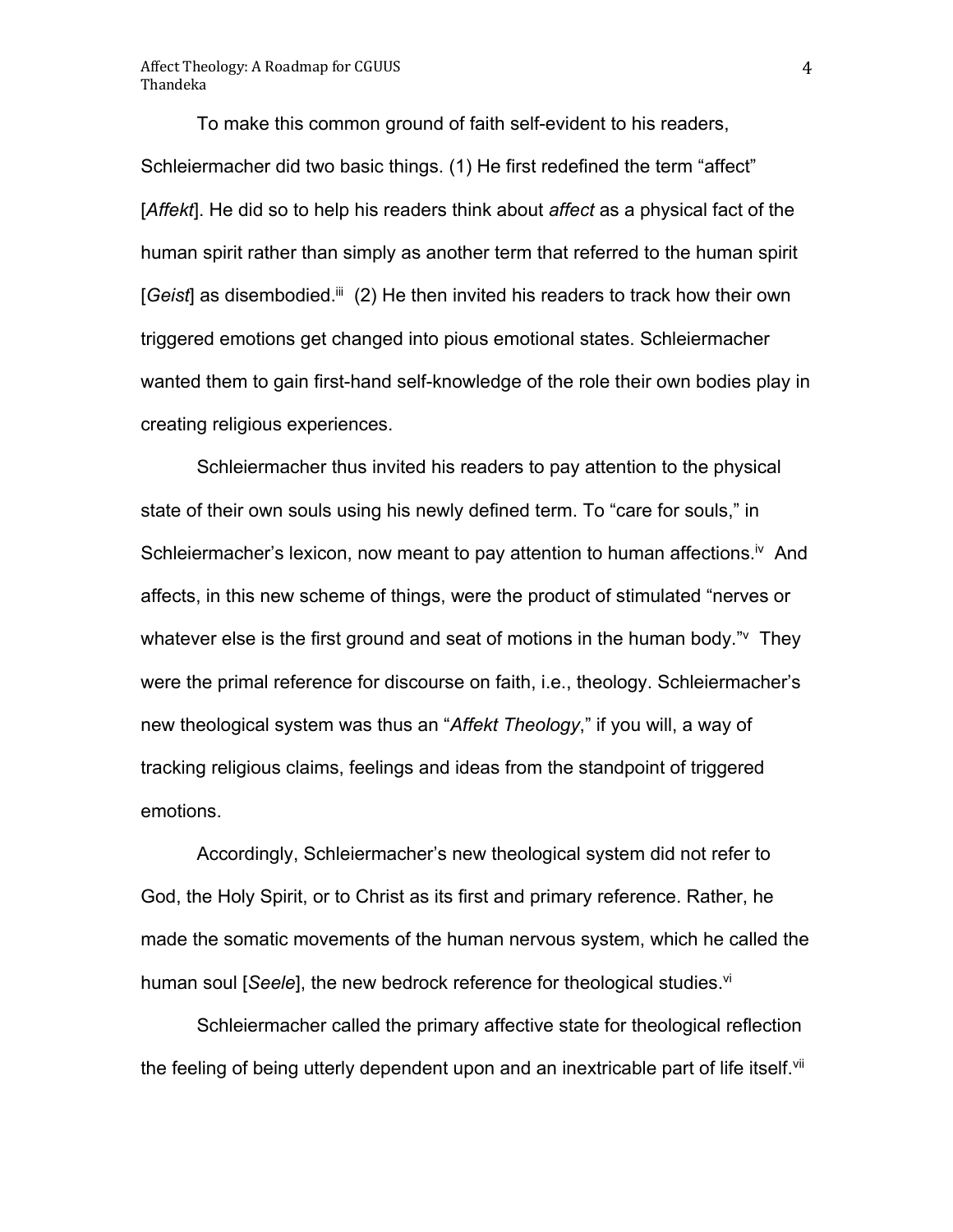To make this common ground of faith self-evident to his readers, Schleiermacher did two basic things. (1) He first redefined the term "affect" [*Affekt*]. He did so to help his readers think about *affect* as a physical fact of the human spirit rather than simply as another term that referred to the human spirit [*Geist*] as disembodied.[iii] (2) He then invited his readers to track how their own triggered emotions get changed into pious emotional states. Schleiermacher wanted them to gain first-hand self-knowledge of the role their own bodies play in creating religious experiences.

Schleiermacher thus invited his readers to pay attention to the physical state of their own souls using his newly defined term. To "care for souls," in Schleiermacher's lexicon, now meant to pay attention to human affections.[iv] And affects, in this new scheme of things, were the product of stimulated "nerves or whatever else is the first ground and seat of motions in the human body."[v] They were the primal reference for discourse on faith, i.e., theology. Schleiermacher's new theological system was thus an "*Affekt Theology*," if you will, a way of tracking religious claims, feelings and ideas from the standpoint of triggered emotions.

Accordingly, Schleiermacher's new theological system did not refer to God, the Holy Spirit, or to Christ as its first and primary reference. Rather, he made the somatic movements of the human nervous system, which he called the human soul [*Seele*], the new bedrock reference for theological studies.[vi]

Schleiermacher called the primary affective state for theological reflection the feeling of being utterly dependent upon and an inextricable part of life itself.[vii]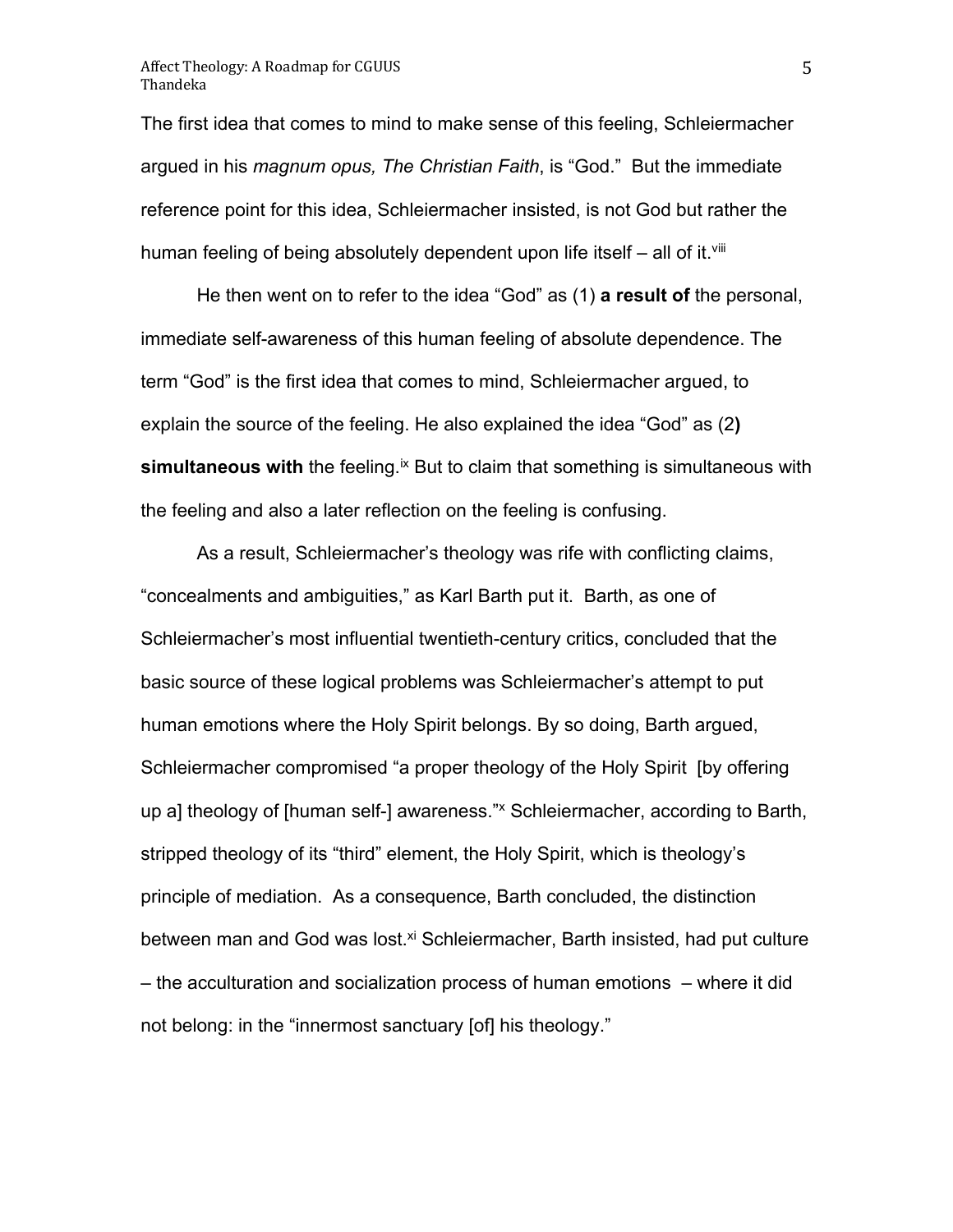The first idea that comes to mind to make sense of this feeling, Schleiermacher argued in his *magnum opus, The Christian Faith*, is "God." But the immediate reference point for this idea, Schleiermacher insisted, is not God but rather the human feeling of being absolutely dependent upon life itself – all of it.[viii]

He then went on to refer to the idea "God" as (1) **a result of** the personal, immediate self-awareness of this human feeling of absolute dependence. The term "God" is the first idea that comes to mind, Schleiermacher argued, to explain the source of the feeling. He also explained the idea "God" as (2**) simultaneous with** the feeling.[ix] But to claim that something is simultaneous with the feeling and also a later reflection on the feeling is confusing.

As a result, Schleiermacher's theology was rife with conflicting claims, "concealments and ambiguities," as Karl Barth put it. Barth, as one of Schleiermacher's most influential twentieth-century critics, concluded that the basic source of these logical problems was Schleiermacher's attempt to put human emotions where the Holy Spirit belongs. By so doing, Barth argued, Schleiermacher compromised "a proper theology of the Holy Spirit [by offering up a] theology of [human self-] awareness."[x] Schleiermacher, according to Barth, stripped theology of its "third" element, the Holy Spirit, which is theology's principle of mediation. As a consequence, Barth concluded, the distinction between man and God was lost.[xi] Schleiermacher, Barth insisted, had put culture – the acculturation and socialization process of human emotions – where it did not belong: in the "innermost sanctuary [of] his theology."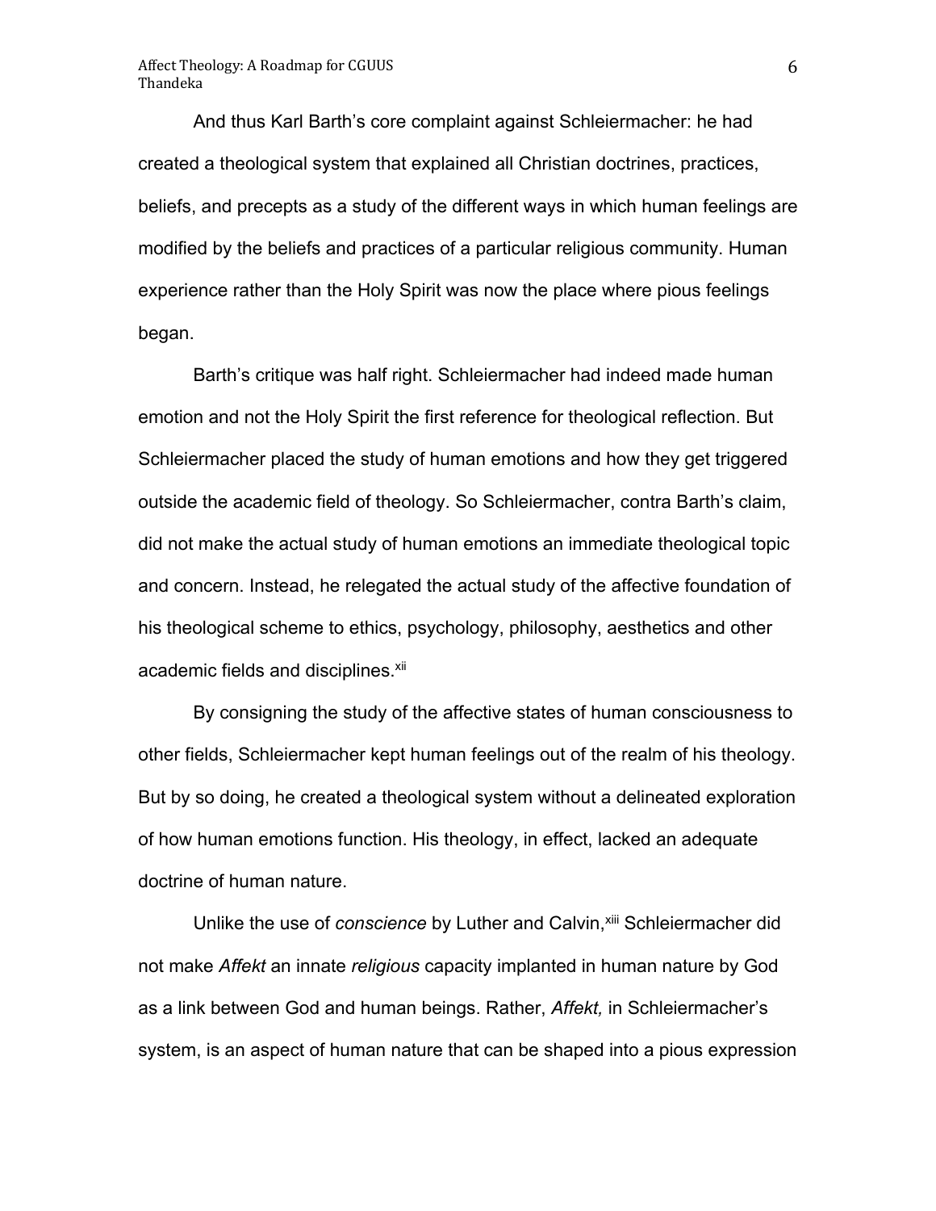And thus Karl Barth's core complaint against Schleiermacher: he had created a theological system that explained all Christian doctrines, practices, beliefs, and precepts as a study of the different ways in which human feelings are modified by the beliefs and practices of a particular religious community. Human experience rather than the Holy Spirit was now the place where pious feelings began.

Barth's critique was half right. Schleiermacher had indeed made human emotion and not the Holy Spirit the first reference for theological reflection. But Schleiermacher placed the study of human emotions and how they get triggered outside the academic field of theology. So Schleiermacher, contra Barth's claim, did not make the actual study of human emotions an immediate theological topic and concern. Instead, he relegated the actual study of the affective foundation of his theological scheme to ethics, psychology, philosophy, aesthetics and other academic fields and disciplines.[xii]

By consigning the study of the affective states of human consciousness to other fields, Schleiermacher kept human feelings out of the realm of his theology. But by so doing, he created a theological system without a delineated exploration of how human emotions function. His theology, in effect, lacked an adequate doctrine of human nature.

Unlike the use of *conscience* by Luther and Calvin,[xiii] Schleiermacher did not make *Affekt* an innate *religious* capacity implanted in human nature by God as a link between God and human beings. Rather, *Affekt,* in Schleiermacher's system, is an aspect of human nature that can be shaped into a pious expression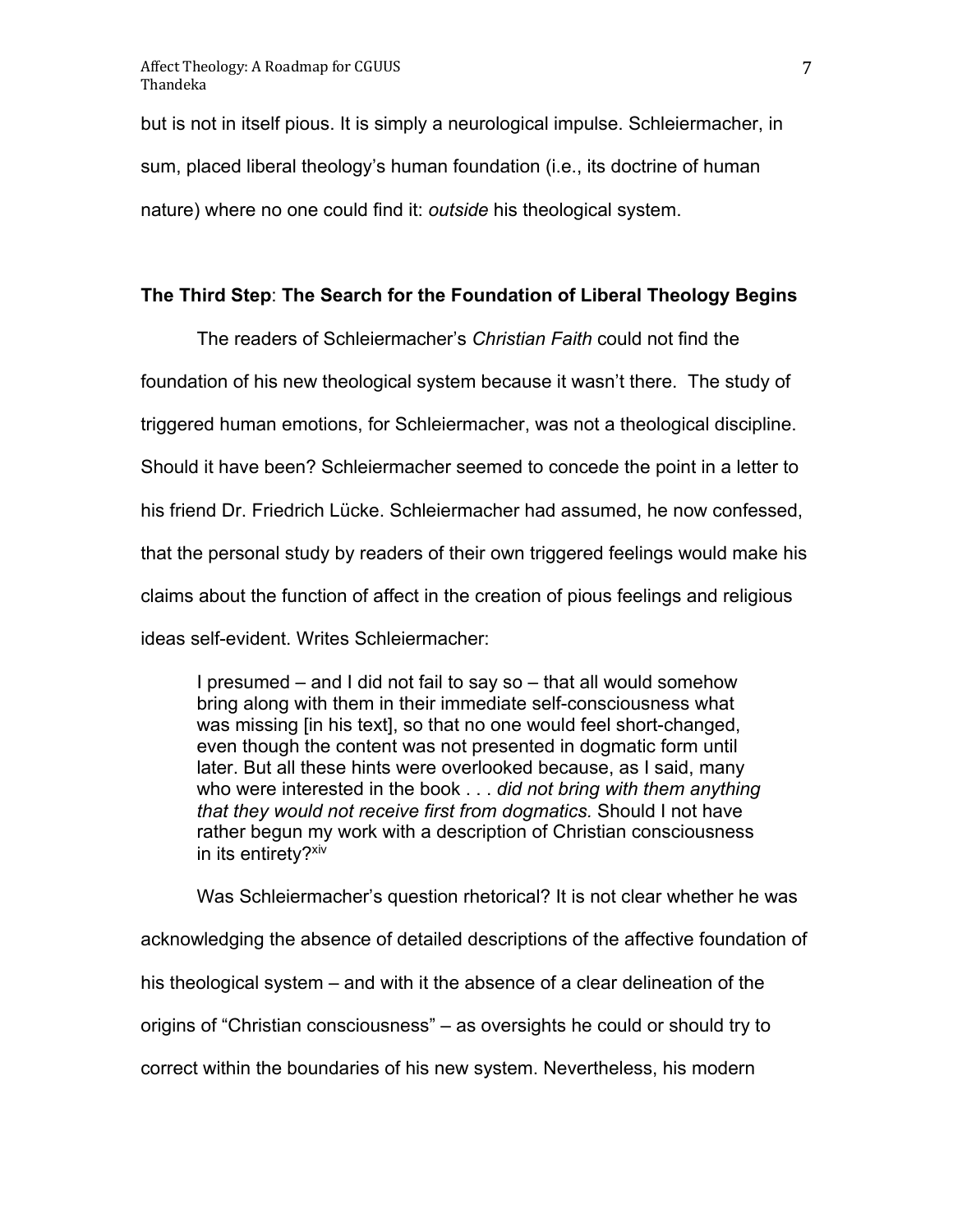but is not in itself pious. It is simply a neurological impulse. Schleiermacher, in sum, placed liberal theology's human foundation (i.e., its doctrine of human nature) where no one could find it: *outside* his theological system.

### **The Third Step**: **The Search for the Foundation of Liberal Theology Begins**

The readers of Schleiermacher's *Christian Faith* could not find the foundation of his new theological system because it wasn't there. The study of triggered human emotions, for Schleiermacher, was not a theological discipline. Should it have been? Schleiermacher seemed to concede the point in a letter to his friend Dr. Friedrich Lücke. Schleiermacher had assumed, he now confessed, that the personal study by readers of their own triggered feelings would make his claims about the function of affect in the creation of pious feelings and religious ideas self-evident. Writes Schleiermacher:

> I presumed – and I did not fail to say so – that all would somehow bring along with them in their immediate self-consciousness what was missing [in his text], so that no one would feel short-changed, even though the content was not presented in dogmatic form until later. But all these hints were overlooked because, as I said, many who were interested in the book . . . *did not bring with them anything that they would not receive first from dogmatics.* Should I not have rather begun my work with a description of Christian consciousness in its entirety?[xiv]

Was Schleiermacher's question rhetorical? It is not clear whether he was acknowledging the absence of detailed descriptions of the affective foundation of his theological system – and with it the absence of a clear delineation of the origins of "Christian consciousness" – as oversights he could or should try to correct within the boundaries of his new system. Nevertheless, his modern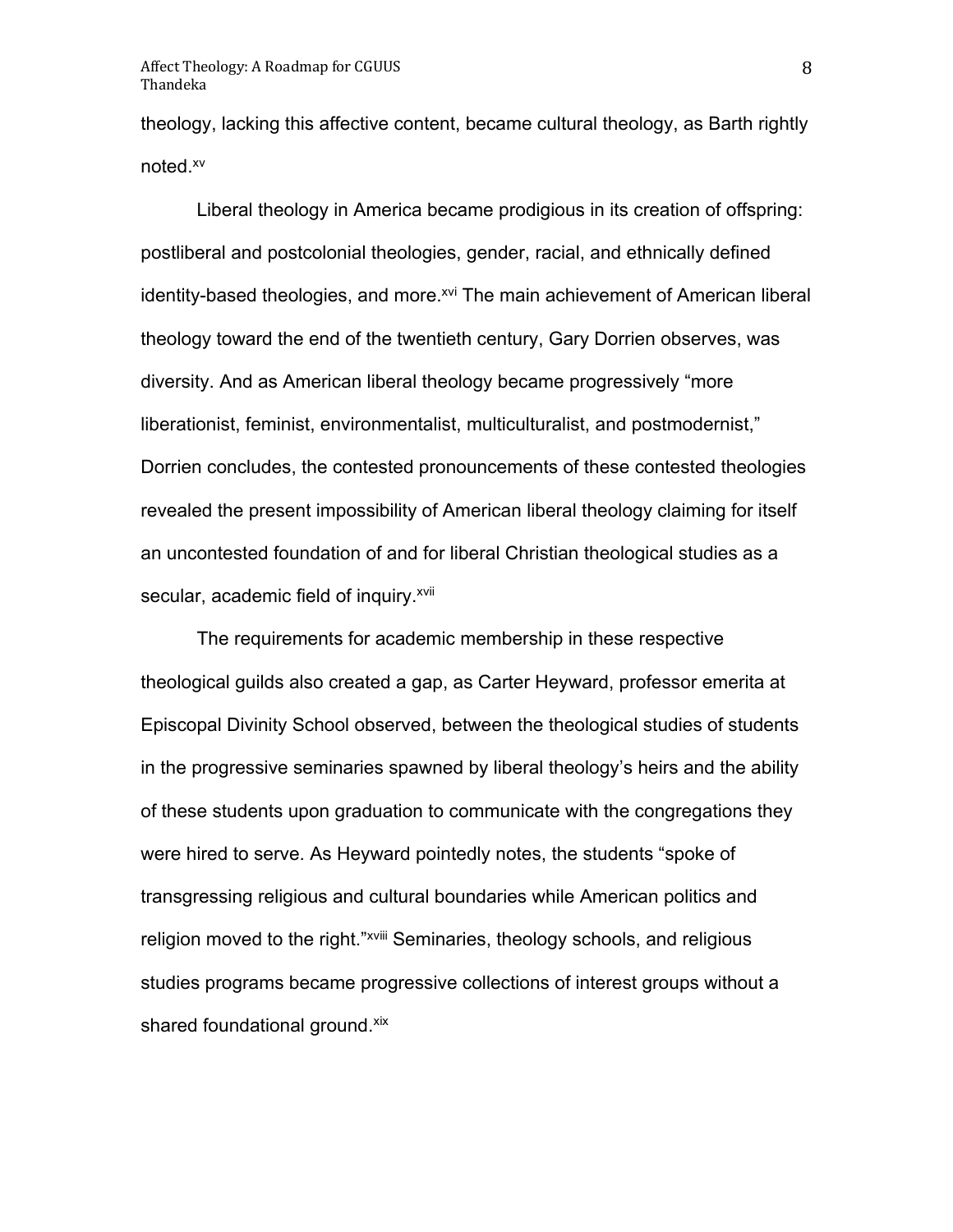theology, lacking this affective content, became cultural theology, as Barth rightly noted.[xv]

Liberal theology in America became prodigious in its creation of offspring: postliberal and postcolonial theologies, gender, racial, and ethnically defined identity-based theologies, and more.[xvi] The main achievement of American liberal theology toward the end of the twentieth century, Gary Dorrien observes, was diversity. And as American liberal theology became progressively "more liberationist, feminist, environmentalist, multiculturalist, and postmodernist," Dorrien concludes, the contested pronouncements of these contested theologies revealed the present impossibility of American liberal theology claiming for itself an uncontested foundation of and for liberal Christian theological studies as a secular, academic field of inquiry.[xvii]

The requirements for academic membership in these respective theological guilds also created a gap, as Carter Heyward, professor emerita at Episcopal Divinity School observed, between the theological studies of students in the progressive seminaries spawned by liberal theology's heirs and the ability of these students upon graduation to communicate with the congregations they were hired to serve. As Heyward pointedly notes, the students "spoke of transgressing religious and cultural boundaries while American politics and religion moved to the right."[xviii] Seminaries, theology schools, and religious studies programs became progressive collections of interest groups without a shared foundational ground.[xix]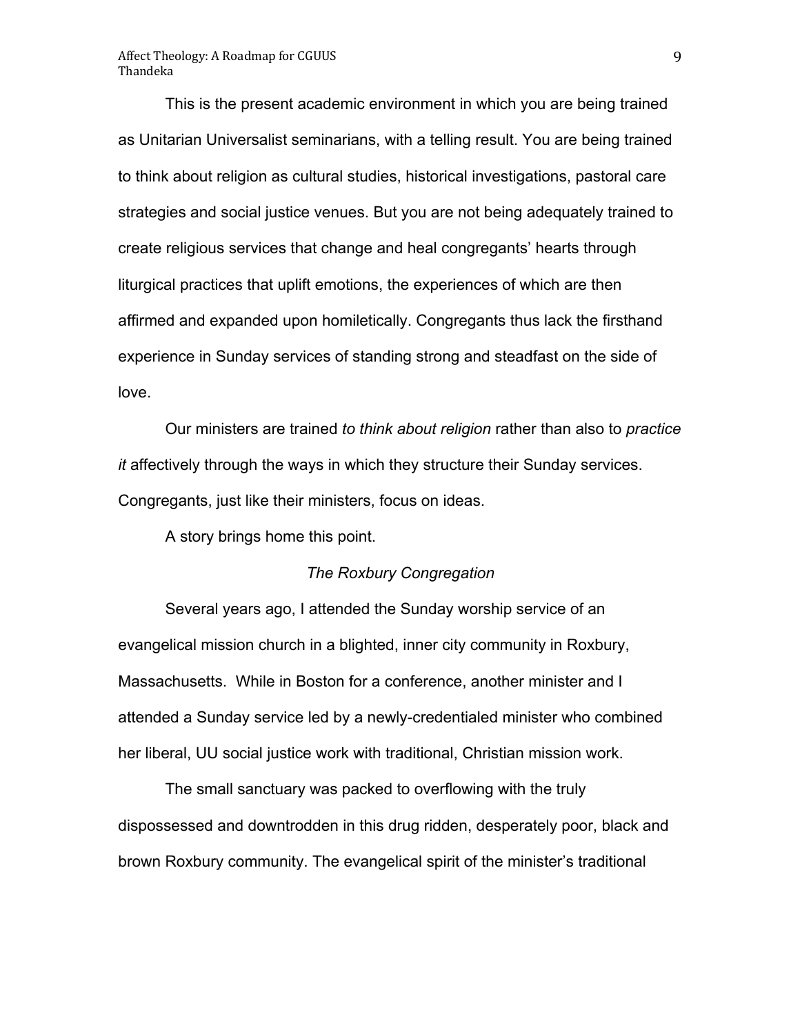This is the present academic environment in which you are being trained as Unitarian Universalist seminarians, with a telling result. You are being trained to think about religion as cultural studies, historical investigations, pastoral care strategies and social justice venues. But you are not being adequately trained to create religious services that change and heal congregants' hearts through liturgical practices that uplift emotions, the experiences of which are then affirmed and expanded upon homiletically. Congregants thus lack the firsthand experience in Sunday services of standing strong and steadfast on the side of love.

Our ministers are trained *to think about religion* rather than also to *practice it* affectively through the ways in which they structure their Sunday services. Congregants, just like their ministers, focus on ideas.

A story brings home this point.

*The Roxbury Congregation*

Several years ago, I attended the Sunday worship service of an evangelical mission church in a blighted, inner city community in Roxbury, Massachusetts. While in Boston for a conference, another minister and I attended a Sunday service led by a newly-credentialed minister who combined her liberal, UU social justice work with traditional, Christian mission work.

The small sanctuary was packed to overflowing with the truly dispossessed and downtrodden in this drug ridden, desperately poor, black and brown Roxbury community. The evangelical spirit of the minister's traditional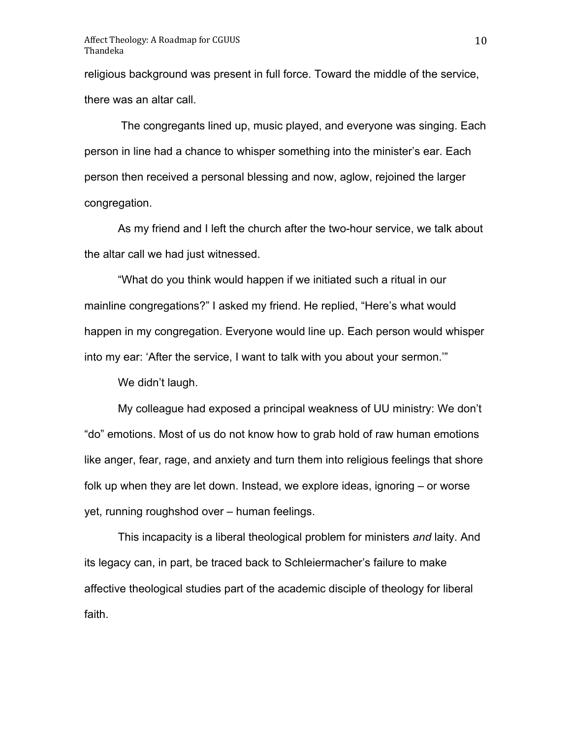religious background was present in full force. Toward the middle of the service, there was an altar call.

The congregants lined up, music played, and everyone was singing. Each person in line had a chance to whisper something into the minister's ear. Each person then received a personal blessing and now, aglow, rejoined the larger congregation.

As my friend and I left the church after the two-hour service, we talk about the altar call we had just witnessed.

"What do you think would happen if we initiated such a ritual in our mainline congregations?" I asked my friend. He replied, "Here's what would happen in my congregation. Everyone would line up. Each person would whisper into my ear: 'After the service, I want to talk with you about your sermon.'"

We didn't laugh.

My colleague had exposed a principal weakness of UU ministry: We don't "do" emotions. Most of us do not know how to grab hold of raw human emotions like anger, fear, rage, and anxiety and turn them into religious feelings that shore folk up when they are let down. Instead, we explore ideas, ignoring – or worse yet, running roughshod over – human feelings.

This incapacity is a liberal theological problem for ministers *and* laity. And its legacy can, in part, be traced back to Schleiermacher's failure to make affective theological studies part of the academic disciple of theology for liberal faith.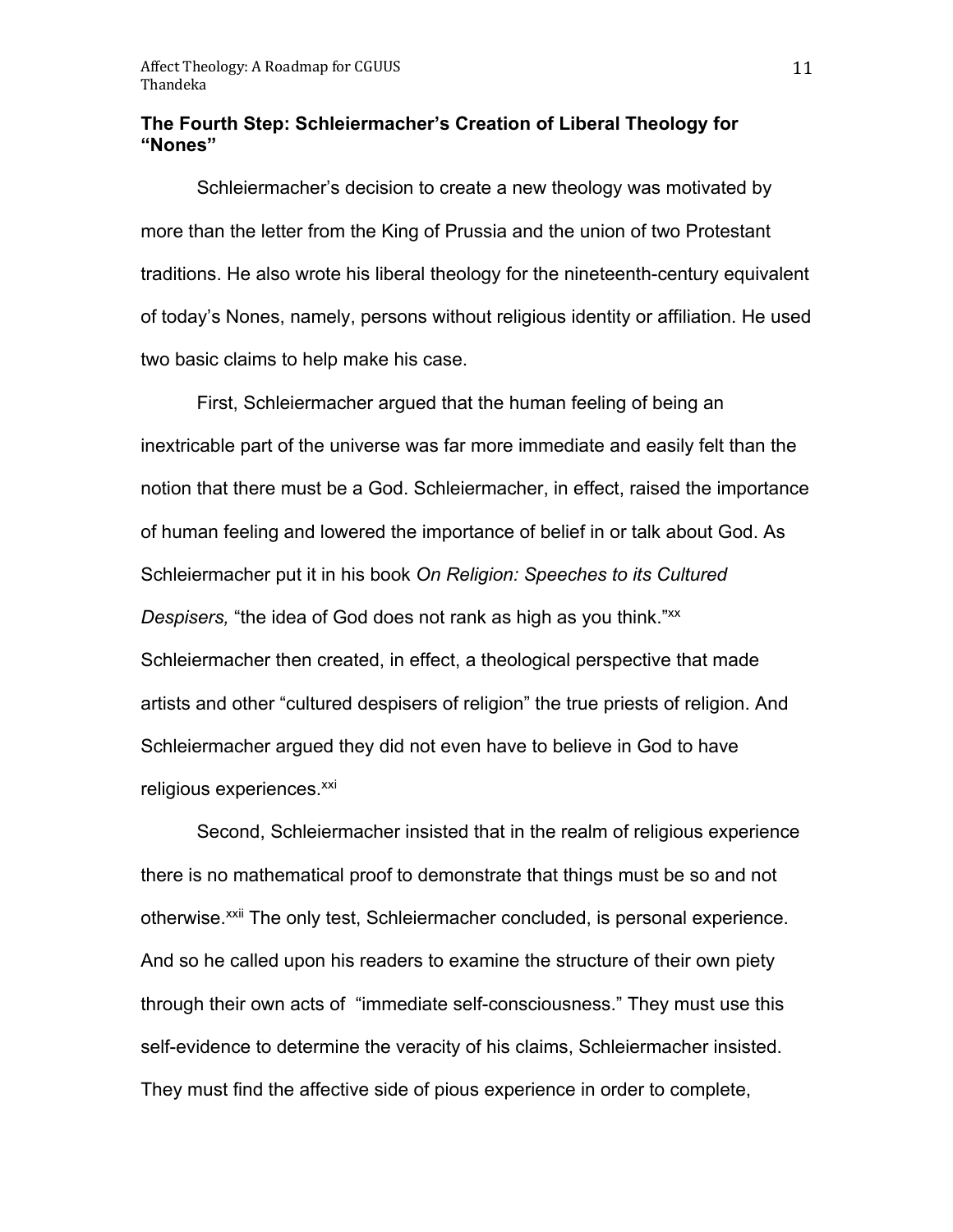## The Fourth Step: Schleiermacher's Creation of Liberal Theology for "Nones"

Schleiermacher's decision to create a new theology was motivated by more than the letter from the King of Prussia and the union of two Protestant traditions. He also wrote his liberal theology for the nineteenth-century equivalent of today's Nones, namely, persons without religious identity or affiliation. He used two basic claims to help make his case.

First, Schleiermacher argued that the human feeling of being an inextricable part of the universe was far more immediate and easily felt than the notion that there must be a God. Schleiermacher, in effect, raised the importance of human feeling and lowered the importance of belief in or talk about God. As Schleiermacher put it in his book *On Religion: Speeches to its Cultured Despisers,* "the idea of God does not rank as high as you think."[xx] Schleiermacher then created, in effect, a theological perspective that made artists and other "cultured despisers of religion" the true priests of religion. And Schleiermacher argued they did not even have to believe in God to have religious experiences.[xxi]

Second, Schleiermacher insisted that in the realm of religious experience there is no mathematical proof to demonstrate that things must be so and not otherwise.[xxii] The only test, Schleiermacher concluded, is personal experience. And so he called upon his readers to examine the structure of their own piety through their own acts of "immediate self-consciousness." They must use this self-evidence to determine the veracity of his claims, Schleiermacher insisted. They must find the affective side of pious experience in order to complete,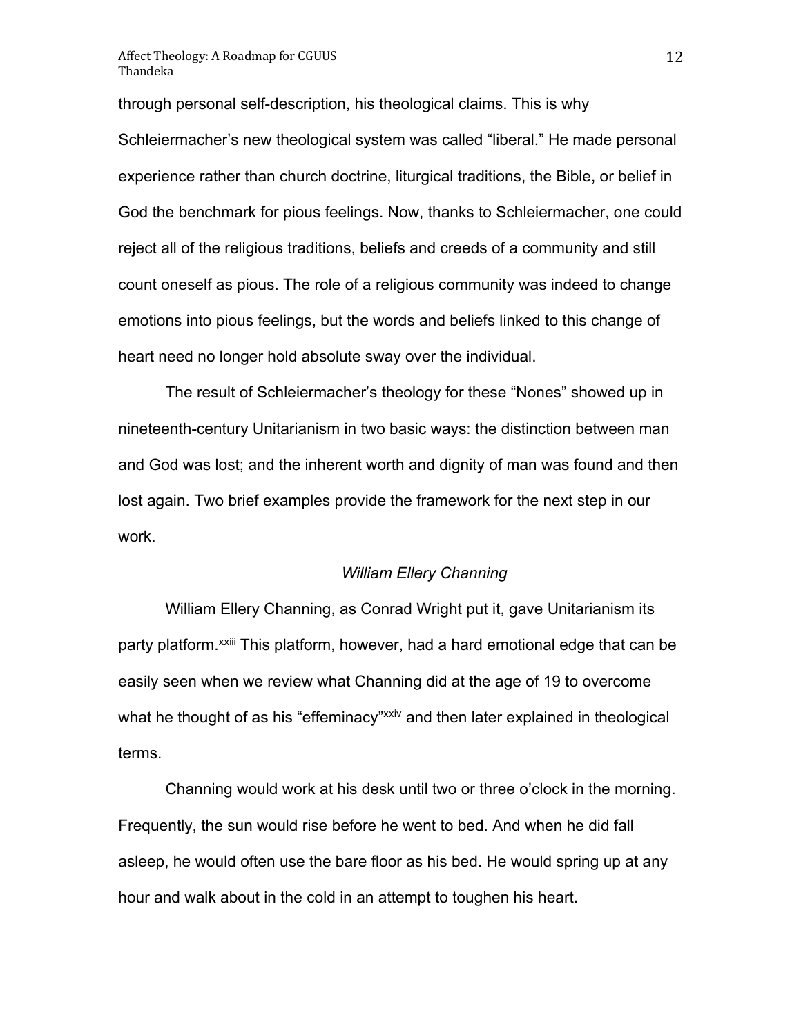through personal self-description, his theological claims. This is why Schleiermacher's new theological system was called "liberal." He made personal experience rather than church doctrine, liturgical traditions, the Bible, or belief in God the benchmark for pious feelings. Now, thanks to Schleiermacher, one could reject all of the religious traditions, beliefs and creeds of a community and still count oneself as pious. The role of a religious community was indeed to change emotions into pious feelings, but the words and beliefs linked to this change of heart need no longer hold absolute sway over the individual.

The result of Schleiermacher's theology for these "Nones" showed up in nineteenth-century Unitarianism in two basic ways: the distinction between man and God was lost; and the inherent worth and dignity of man was found and then lost again. Two brief examples provide the framework for the next step in our work.

### *William Ellery Channing*

William Ellery Channing, as Conrad Wright put it, gave Unitarianism its party platform.[xxiii] This platform, however, had a hard emotional edge that can be easily seen when we review what Channing did at the age of 19 to overcome what he thought of as his "effeminacy"[xxiv] and then later explained in theological terms.

Channing would work at his desk until two or three o'clock in the morning. Frequently, the sun would rise before he went to bed. And when he did fall asleep, he would often use the bare floor as his bed. He would spring up at any hour and walk about in the cold in an attempt to toughen his heart.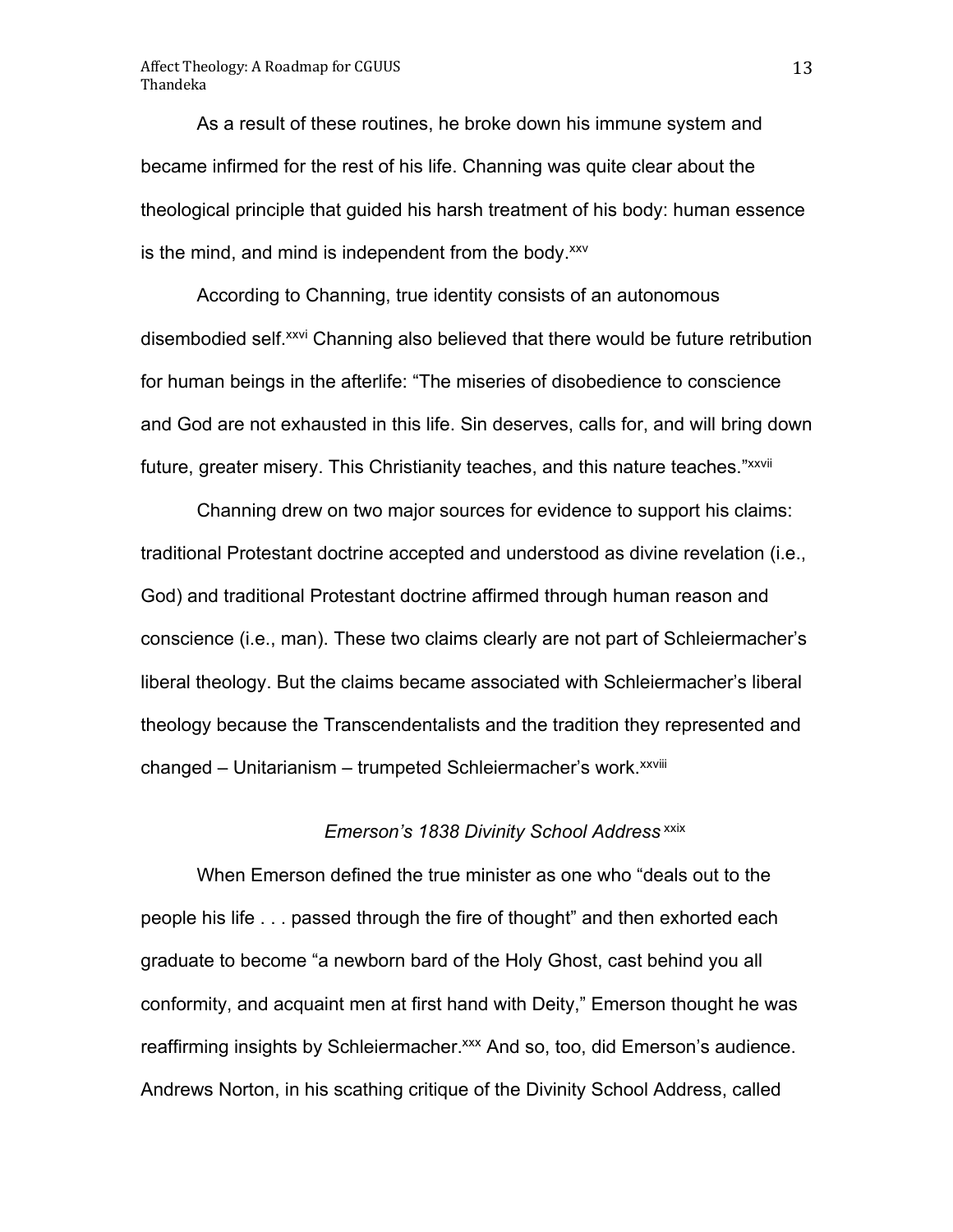As a result of these routines, he broke down his immune system and became infirmed for the rest of his life. Channing was quite clear about the theological principle that guided his harsh treatment of his body: human essence is the mind, and mind is independent from the body.[xxv]

According to Channing, true identity consists of an autonomous disembodied self.[xxvi] Channing also believed that there would be future retribution for human beings in the afterlife: "The miseries of disobedience to conscience and God are not exhausted in this life. Sin deserves, calls for, and will bring down future, greater misery. This Christianity teaches, and this nature teaches."[xxvii]

Channing drew on two major sources for evidence to support his claims: traditional Protestant doctrine accepted and understood as divine revelation (i.e., God) and traditional Protestant doctrine affirmed through human reason and conscience (i.e., man). These two claims clearly are not part of Schleiermacher's liberal theology. But the claims became associated with Schleiermacher's liberal theology because the Transcendentalists and the tradition they represented and changed – Unitarianism – trumpeted Schleiermacher's work.[xxviii]

### *Emerson's 1838 Divinity School Address*[xxix]

When Emerson defined the true minister as one who "deals out to the people his life . . . passed through the fire of thought" and then exhorted each graduate to become "a newborn bard of the Holy Ghost, cast behind you all conformity, and acquaint men at first hand with Deity," Emerson thought he was reaffirming insights by Schleiermacher.[xxx] And so, too, did Emerson's audience. Andrews Norton, in his scathing critique of the Divinity School Address, called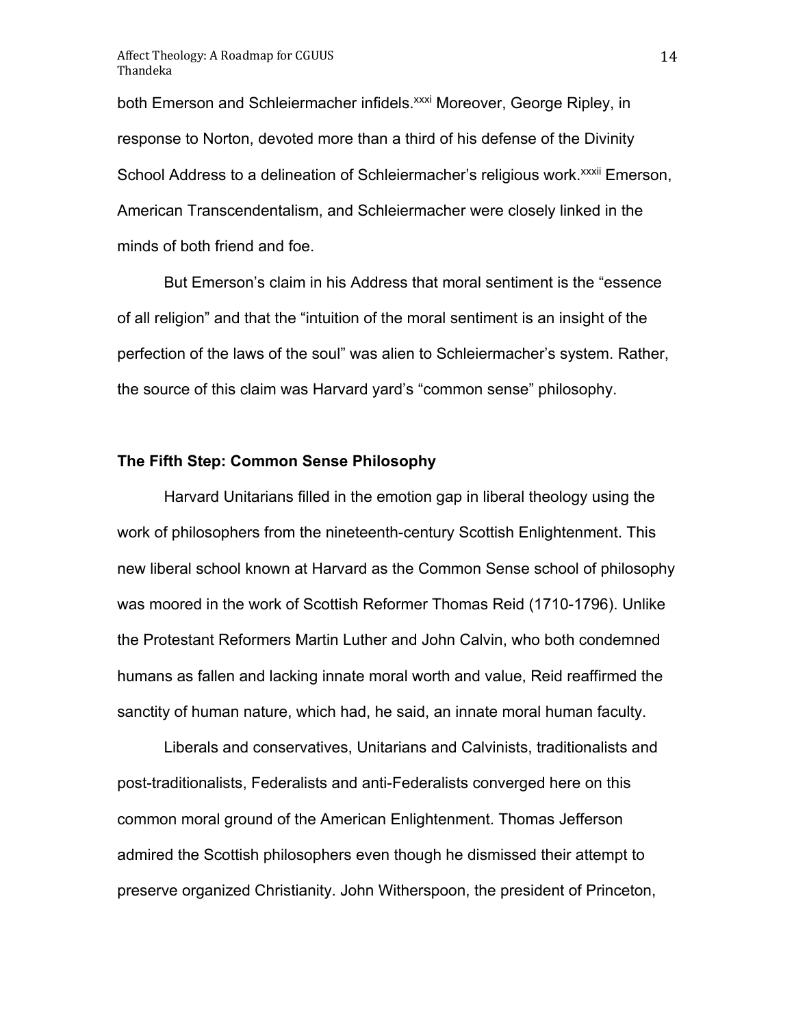both Emerson and Schleiermacher infidels.[xxxi] Moreover, George Ripley, in response to Norton, devoted more than a third of his defense of the Divinity School Address to a delineation of Schleiermacher's religious work.[xxxii] Emerson, American Transcendentalism, and Schleiermacher were closely linked in the minds of both friend and foe.

But Emerson's claim in his Address that moral sentiment is the "essence of all religion" and that the "intuition of the moral sentiment is an insight of the perfection of the laws of the soul" was alien to Schleiermacher's system. Rather, the source of this claim was Harvard yard's "common sense" philosophy.

### The Fifth Step: Common Sense Philosophy

Harvard Unitarians filled in the emotion gap in liberal theology using the work of philosophers from the nineteenth-century Scottish Enlightenment. This new liberal school known at Harvard as the Common Sense school of philosophy was moored in the work of Scottish Reformer Thomas Reid (1710-1796). Unlike the Protestant Reformers Martin Luther and John Calvin, who both condemned humans as fallen and lacking innate moral worth and value, Reid reaffirmed the sanctity of human nature, which had, he said, an innate moral human faculty.

Liberals and conservatives, Unitarians and Calvinists, traditionalists and post-traditionalists, Federalists and anti-Federalists converged here on this common moral ground of the American Enlightenment. Thomas Jefferson admired the Scottish philosophers even though he dismissed their attempt to preserve organized Christianity. John Witherspoon, the president of Princeton,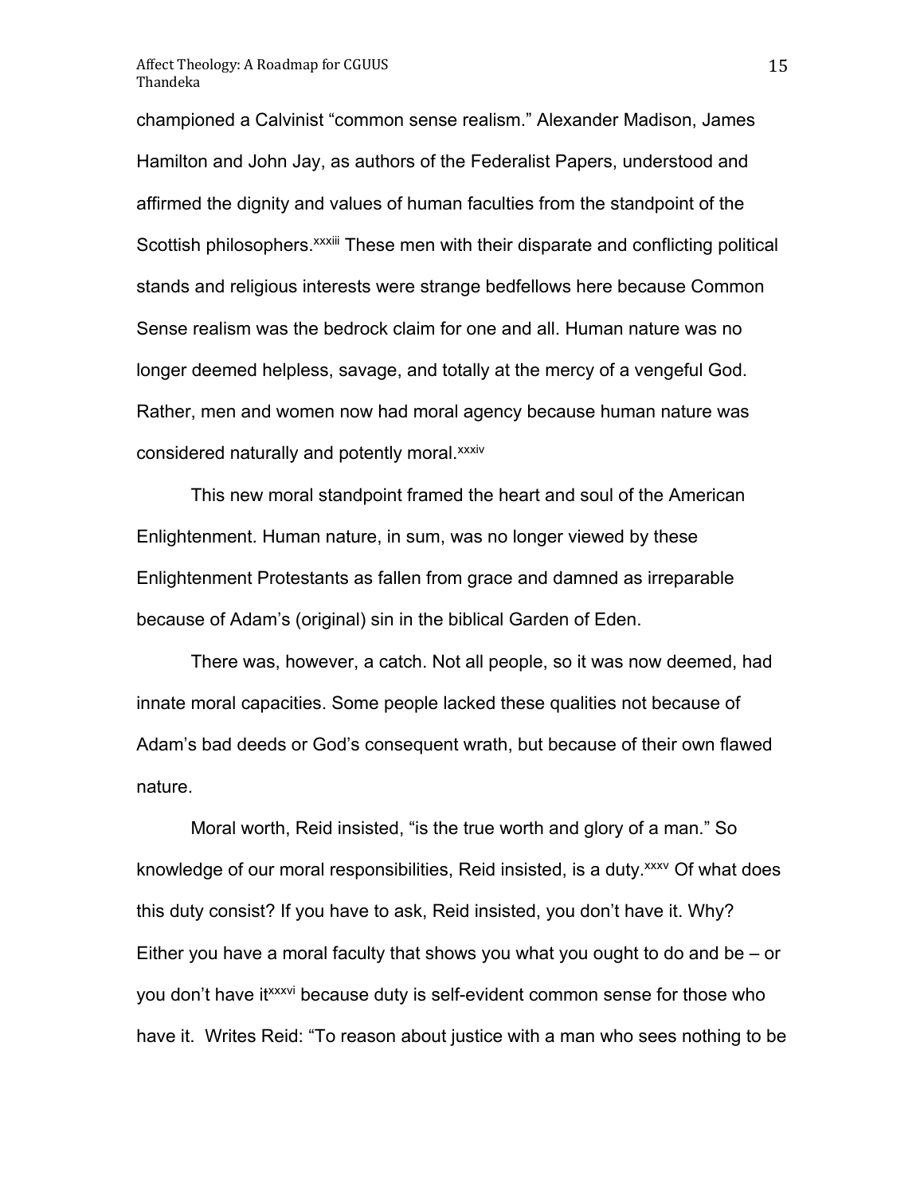championed a Calvinist “common sense realism.” Alexander Madison, James Hamilton and John Jay, as authors of the Federalist Papers, understood and affirmed the dignity and values of human faculties from the standpoint of the Scottish philosophers.[xxxiii] These men with their disparate and conflicting political stands and religious interests were strange bedfellows here because Common Sense realism was the bedrock claim for one and all. Human nature was no longer deemed helpless, savage, and totally at the mercy of a vengeful God. Rather, men and women now had moral agency because human nature was considered naturally and potently moral.[xxxiv]

This new moral standpoint framed the heart and soul of the American Enlightenment. Human nature, in sum, was no longer viewed by these Enlightenment Protestants as fallen from grace and damned as irreparable because of Adam’s (original) sin in the biblical Garden of Eden.

There was, however, a catch. Not all people, so it was now deemed, had innate moral capacities. Some people lacked these qualities not because of Adam’s bad deeds or God’s consequent wrath, but because of their own flawed nature.

Moral worth, Reid insisted, “is the true worth and glory of a man.” So knowledge of our moral responsibilities, Reid insisted, is a duty.[xxxv] Of what does this duty consist? If you have to ask, Reid insisted, you don’t have it. Why? Either you have a moral faculty that shows you what you ought to do and be – or you don’t have it[xxxvi] because duty is self-evident common sense for those who have it. Writes Reid: “To reason about justice with a man who sees nothing to be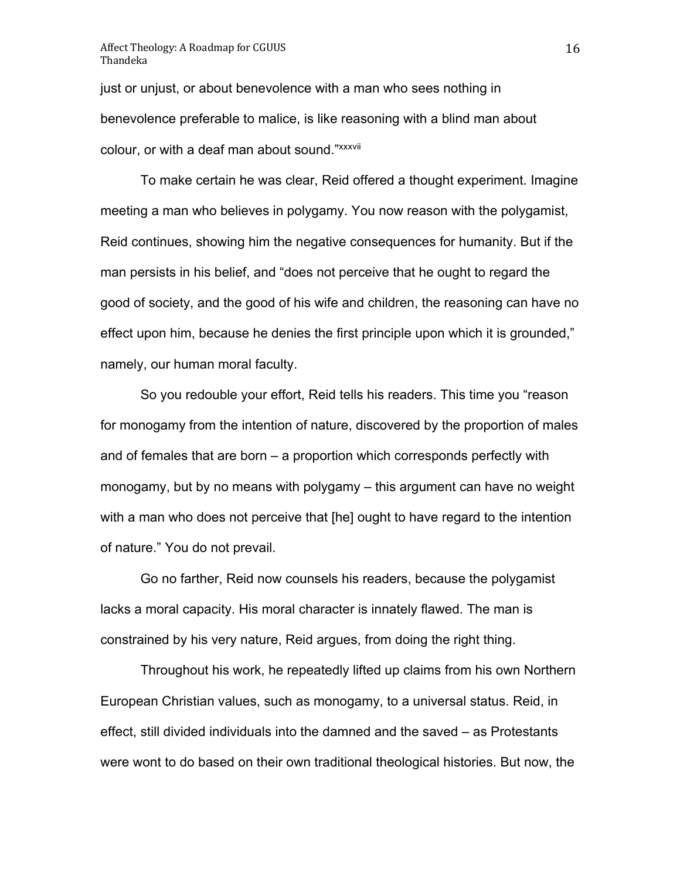just or unjust, or about benevolence with a man who sees nothing in benevolence preferable to malice, is like reasoning with a blind man about colour, or with a deaf man about sound."[xxxvii]

To make certain he was clear, Reid offered a thought experiment. Imagine meeting a man who believes in polygamy. You now reason with the polygamist, Reid continues, showing him the negative consequences for humanity. But if the man persists in his belief, and "does not perceive that he ought to regard the good of society, and the good of his wife and children, the reasoning can have no effect upon him, because he denies the first principle upon which it is grounded," namely, our human moral faculty.

So you redouble your effort, Reid tells his readers. This time you "reason for monogamy from the intention of nature, discovered by the proportion of males and of females that are born – a proportion which corresponds perfectly with monogamy, but by no means with polygamy – this argument can have no weight with a man who does not perceive that [he] ought to have regard to the intention of nature." You do not prevail.

Go no farther, Reid now counsels his readers, because the polygamist lacks a moral capacity. His moral character is innately flawed. The man is constrained by his very nature, Reid argues, from doing the right thing.

Throughout his work, he repeatedly lifted up claims from his own Northern European Christian values, such as monogamy, to a universal status. Reid, in effect, still divided individuals into the damned and the saved – as Protestants were wont to do based on their own traditional theological histories. But now, the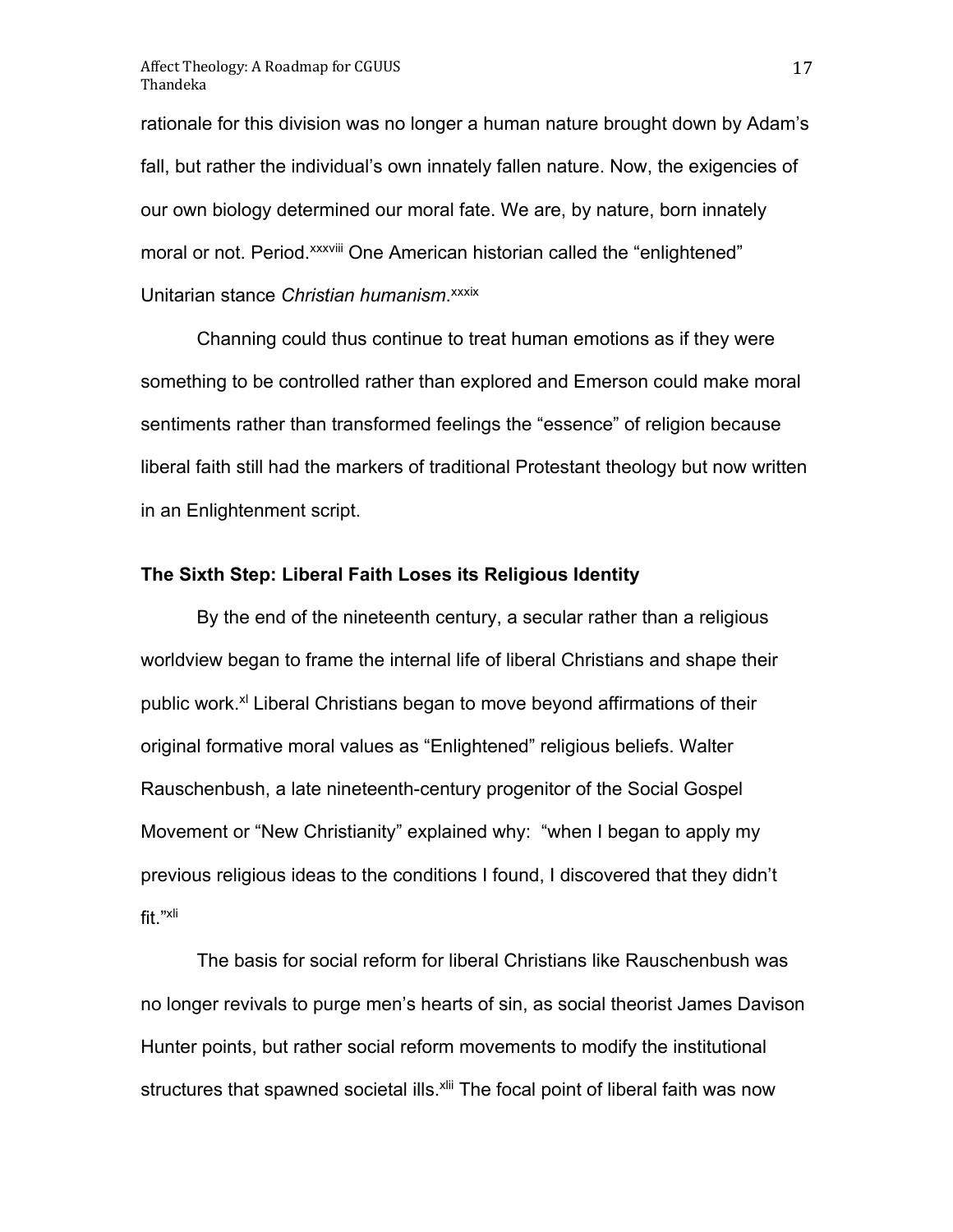rationale for this division was no longer a human nature brought down by Adam's fall, but rather the individual's own innately fallen nature. Now, the exigencies of our own biology determined our moral fate. We are, by nature, born innately moral or not. Period.[xxxviii] One American historian called the "enlightened" Unitarian stance *Christian humanism*.[xxxix]

Channing could thus continue to treat human emotions as if they were something to be controlled rather than explored and Emerson could make moral sentiments rather than transformed feelings the "essence" of religion because liberal faith still had the markers of traditional Protestant theology but now written in an Enlightenment script.

**The Sixth Step: Liberal Faith Loses its Religious Identity**

By the end of the nineteenth century, a secular rather than a religious worldview began to frame the internal life of liberal Christians and shape their public work.[xl] Liberal Christians began to move beyond affirmations of their original formative moral values as "Enlightened" religious beliefs. Walter Rauschenbush, a late nineteenth-century progenitor of the Social Gospel Movement or "New Christianity" explained why: "when I began to apply my previous religious ideas to the conditions I found, I discovered that they didn't fit."[xli]

The basis for social reform for liberal Christians like Rauschenbush was no longer revivals to purge men's hearts of sin, as social theorist James Davison Hunter points, but rather social reform movements to modify the institutional structures that spawned societal ills.[xlii] The focal point of liberal faith was now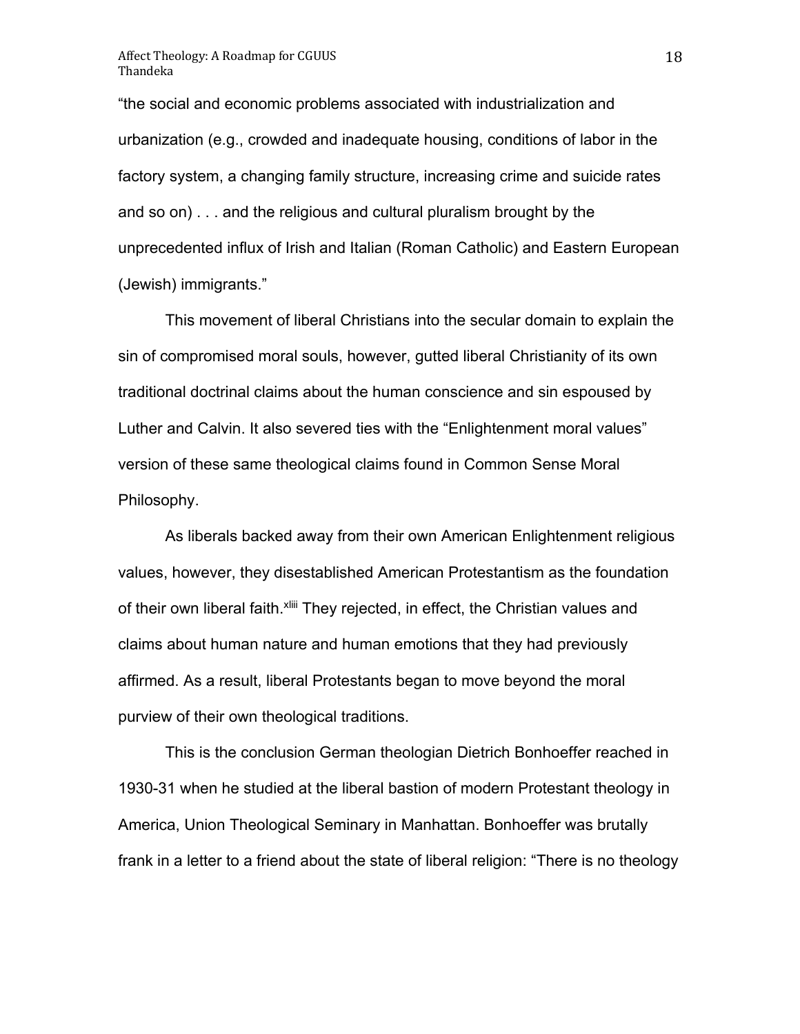“the social and economic problems associated with industrialization and urbanization (e.g., crowded and inadequate housing, conditions of labor in the factory system, a changing family structure, increasing crime and suicide rates and so on) . . . and the religious and cultural pluralism brought by the unprecedented influx of Irish and Italian (Roman Catholic) and Eastern European (Jewish) immigrants.”

This movement of liberal Christians into the secular domain to explain the sin of compromised moral souls, however, gutted liberal Christianity of its own traditional doctrinal claims about the human conscience and sin espoused by Luther and Calvin. It also severed ties with the “Enlightenment moral values” version of these same theological claims found in Common Sense Moral Philosophy.

As liberals backed away from their own American Enlightenment religious values, however, they disestablished American Protestantism as the foundation of their own liberal faith.[xliii] They rejected, in effect, the Christian values and claims about human nature and human emotions that they had previously affirmed. As a result, liberal Protestants began to move beyond the moral purview of their own theological traditions.

This is the conclusion German theologian Dietrich Bonhoeffer reached in 1930-31 when he studied at the liberal bastion of modern Protestant theology in America, Union Theological Seminary in Manhattan. Bonhoeffer was brutally frank in a letter to a friend about the state of liberal religion: “There is no theology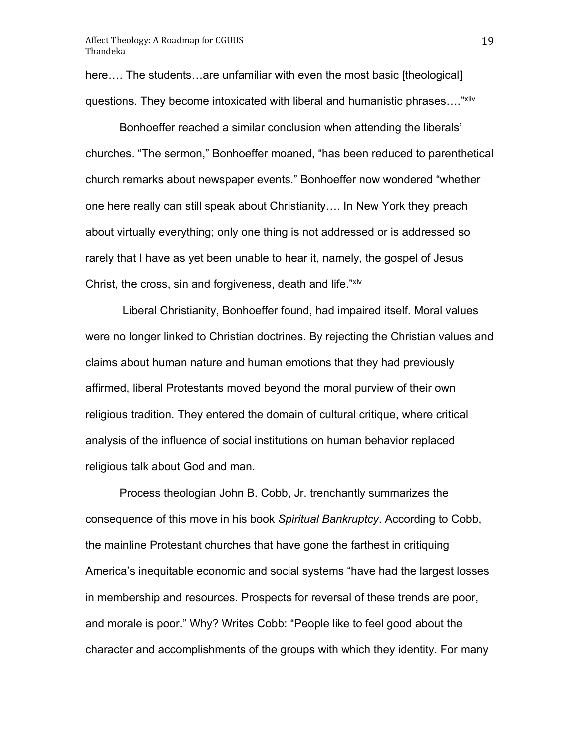here…. The students…are unfamiliar with even the most basic [theological] questions. They become intoxicated with liberal and humanistic phrases…."[xliv]

Bonhoeffer reached a similar conclusion when attending the liberals' churches. "The sermon," Bonhoeffer moaned, "has been reduced to parenthetical church remarks about newspaper events." Bonhoeffer now wondered "whether one here really can still speak about Christianity…. In New York they preach about virtually everything; only one thing is not addressed or is addressed so rarely that I have as yet been unable to hear it, namely, the gospel of Jesus Christ, the cross, sin and forgiveness, death and life."[xlv]

Liberal Christianity, Bonhoeffer found, had impaired itself. Moral values were no longer linked to Christian doctrines. By rejecting the Christian values and claims about human nature and human emotions that they had previously affirmed, liberal Protestants moved beyond the moral purview of their own religious tradition. They entered the domain of cultural critique, where critical analysis of the influence of social institutions on human behavior replaced religious talk about God and man.

Process theologian John B. Cobb, Jr. trenchantly summarizes the consequence of this move in his book *Spiritual Bankruptcy*. According to Cobb, the mainline Protestant churches that have gone the farthest in critiquing America's inequitable economic and social systems "have had the largest losses in membership and resources. Prospects for reversal of these trends are poor, and morale is poor." Why? Writes Cobb: "People like to feel good about the character and accomplishments of the groups with which they identity. For many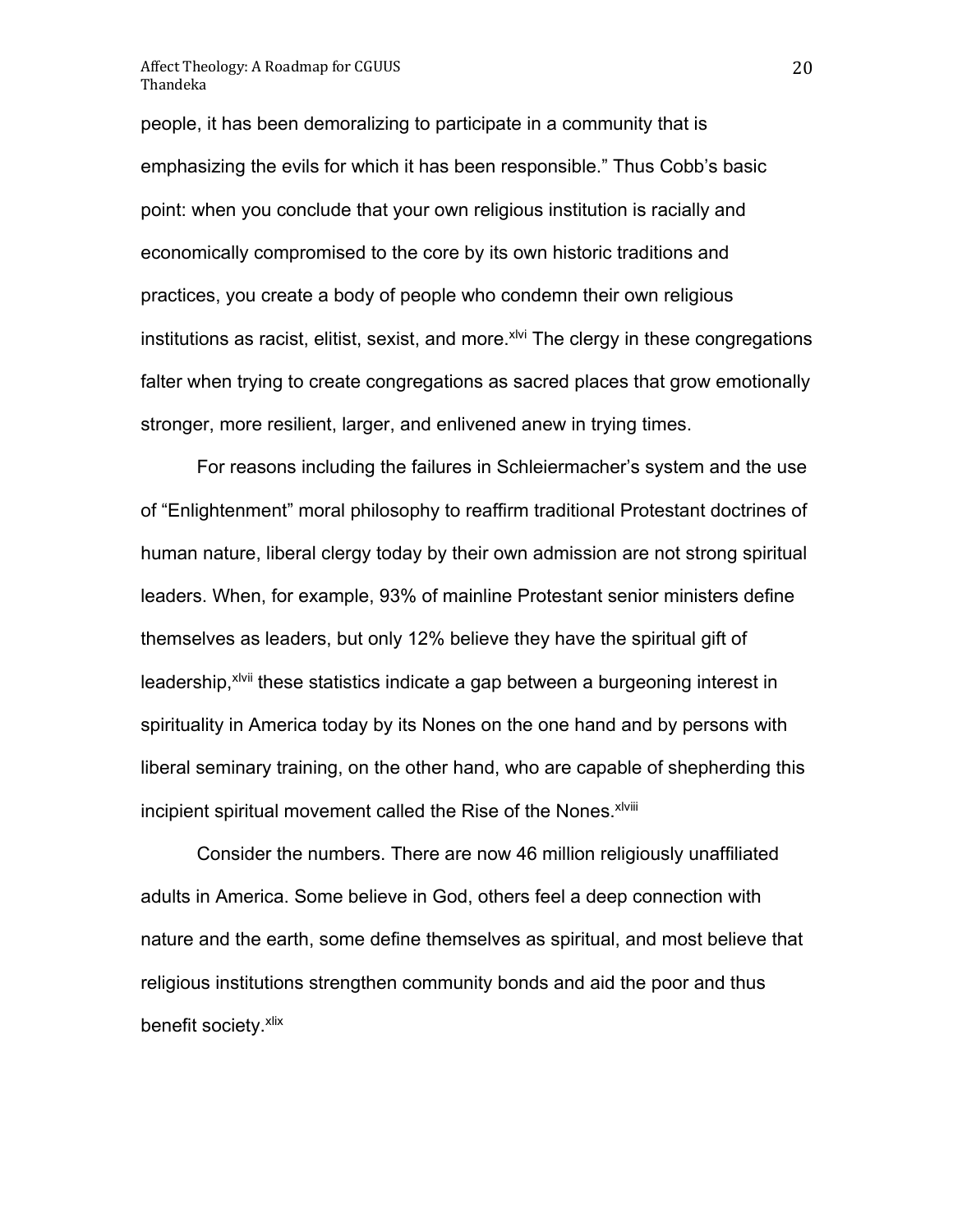people, it has been demoralizing to participate in a community that is emphasizing the evils for which it has been responsible." Thus Cobb's basic point: when you conclude that your own religious institution is racially and economically compromised to the core by its own historic traditions and practices, you create a body of people who condemn their own religious institutions as racist, elitist, sexist, and more.[xlvi] The clergy in these congregations falter when trying to create congregations as sacred places that grow emotionally stronger, more resilient, larger, and enlivened anew in trying times.

For reasons including the failures in Schleiermacher's system and the use of "Enlightenment" moral philosophy to reaffirm traditional Protestant doctrines of human nature, liberal clergy today by their own admission are not strong spiritual leaders. When, for example, 93% of mainline Protestant senior ministers define themselves as leaders, but only 12% believe they have the spiritual gift of leadership,[xlvii] these statistics indicate a gap between a burgeoning interest in spirituality in America today by its Nones on the one hand and by persons with liberal seminary training, on the other hand, who are capable of shepherding this incipient spiritual movement called the Rise of the Nones.[xlviii]

Consider the numbers. There are now 46 million religiously unaffiliated adults in America. Some believe in God, others feel a deep connection with nature and the earth, some define themselves as spiritual, and most believe that religious institutions strengthen community bonds and aid the poor and thus benefit society.[xlix]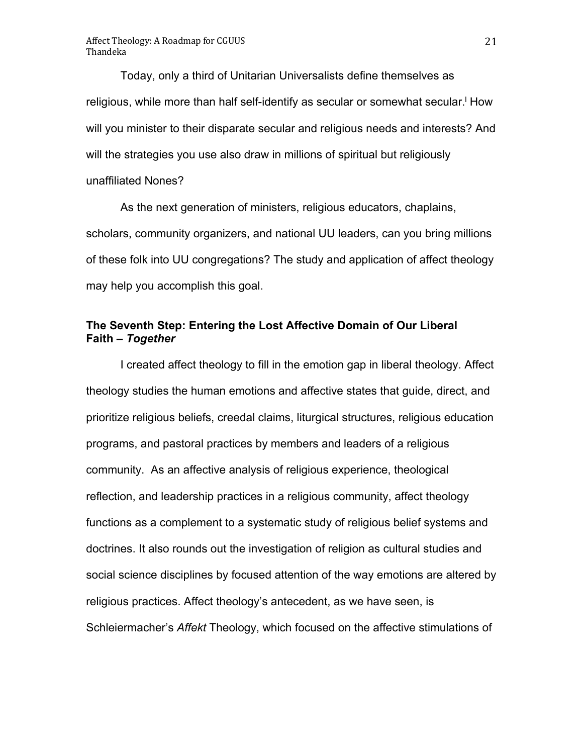Today, only a third of Unitarian Universalists define themselves as religious, while more than half self-identify as secular or somewhat secular.[l] How will you minister to their disparate secular and religious needs and interests? And will the strategies you use also draw in millions of spiritual but religiously unaffiliated Nones?

As the next generation of ministers, religious educators, chaplains, scholars, community organizers, and national UU leaders, can you bring millions of these folk into UU congregations? The study and application of affect theology may help you accomplish this goal.

### The Seventh Step: Entering the Lost Affective Domain of Our Liberal Faith – ***Together***

I created affect theology to fill in the emotion gap in liberal theology. Affect theology studies the human emotions and affective states that guide, direct, and prioritize religious beliefs, creedal claims, liturgical structures, religious education programs, and pastoral practices by members and leaders of a religious community. As an affective analysis of religious experience, theological reflection, and leadership practices in a religious community, affect theology functions as a complement to a systematic study of religious belief systems and doctrines. It also rounds out the investigation of religion as cultural studies and social science disciplines by focused attention of the way emotions are altered by religious practices. Affect theology's antecedent, as we have seen, is Schleiermacher's *Affekt* Theology, which focused on the affective stimulations of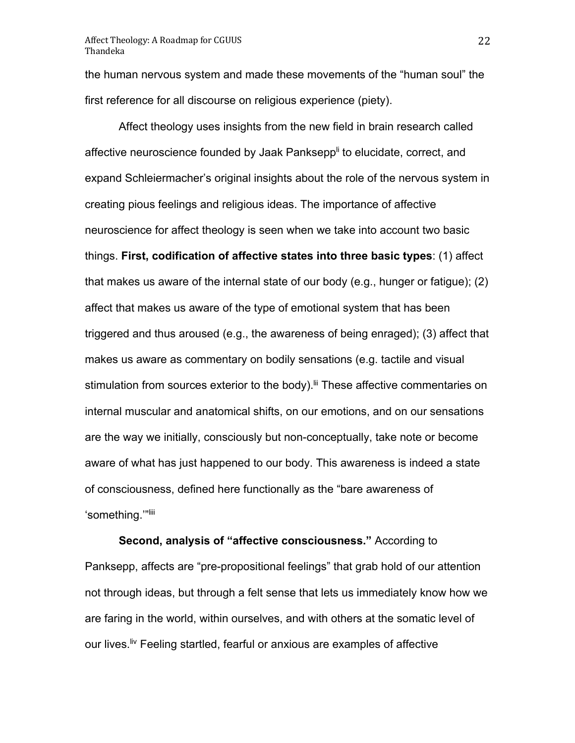the human nervous system and made these movements of the "human soul" the first reference for all discourse on religious experience (piety).

Affect theology uses insights from the new field in brain research called affective neuroscience founded by Jaak Panksepp[li] to elucidate, correct, and expand Schleiermacher's original insights about the role of the nervous system in creating pious feelings and religious ideas. The importance of affective neuroscience for affect theology is seen when we take into account two basic things. **First, codification of affective states into three basic types**: (1) affect that makes us aware of the internal state of our body (e.g., hunger or fatigue); (2) affect that makes us aware of the type of emotional system that has been triggered and thus aroused (e.g., the awareness of being enraged); (3) affect that makes us aware as commentary on bodily sensations (e.g. tactile and visual stimulation from sources exterior to the body).[lii] These affective commentaries on internal muscular and anatomical shifts, on our emotions, and on our sensations are the way we initially, consciously but non-conceptually, take note or become aware of what has just happened to our body. This awareness is indeed a state of consciousness, defined here functionally as the "bare awareness of 'something.'"[liii]

**Second, analysis of "affective consciousness."** According to Panksepp, affects are "pre-propositional feelings" that grab hold of our attention not through ideas, but through a felt sense that lets us immediately know how we are faring in the world, within ourselves, and with others at the somatic level of our lives.[liv] Feeling startled, fearful or anxious are examples of affective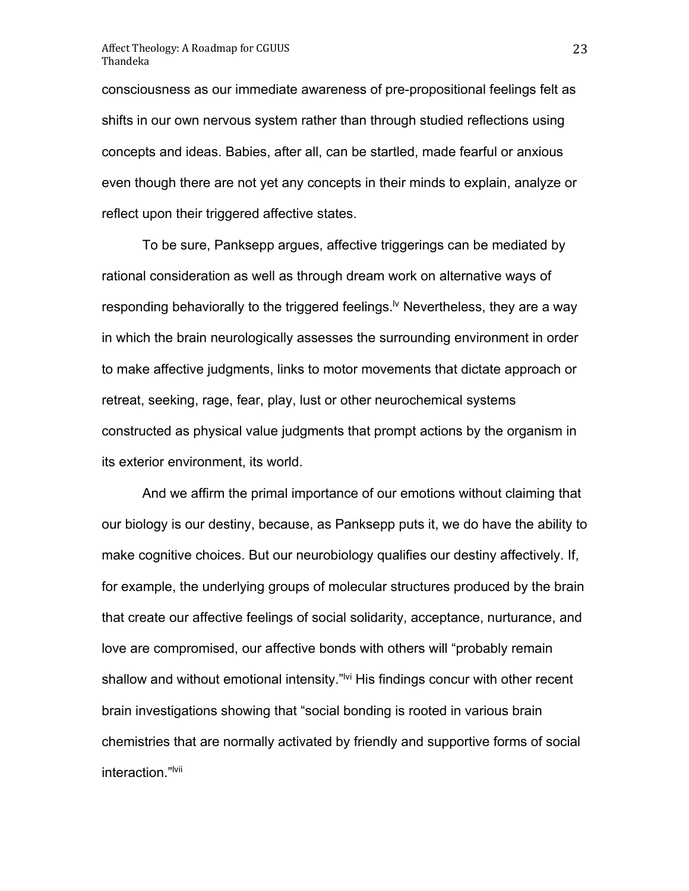consciousness as our immediate awareness of pre-propositional feelings felt as shifts in our own nervous system rather than through studied reflections using concepts and ideas. Babies, after all, can be startled, made fearful or anxious even though there are not yet any concepts in their minds to explain, analyze or reflect upon their triggered affective states.

To be sure, Panksepp argues, affective triggerings can be mediated by rational consideration as well as through dream work on alternative ways of responding behaviorally to the triggered feelings.[lv] Nevertheless, they are a way in which the brain neurologically assesses the surrounding environment in order to make affective judgments, links to motor movements that dictate approach or retreat, seeking, rage, fear, play, lust or other neurochemical systems constructed as physical value judgments that prompt actions by the organism in its exterior environment, its world.

And we affirm the primal importance of our emotions without claiming that our biology is our destiny, because, as Panksepp puts it, we do have the ability to make cognitive choices. But our neurobiology qualifies our destiny affectively. If, for example, the underlying groups of molecular structures produced by the brain that create our affective feelings of social solidarity, acceptance, nurturance, and love are compromised, our affective bonds with others will "probably remain shallow and without emotional intensity."[lvi] His findings concur with other recent brain investigations showing that "social bonding is rooted in various brain chemistries that are normally activated by friendly and supportive forms of social interaction."[lvii]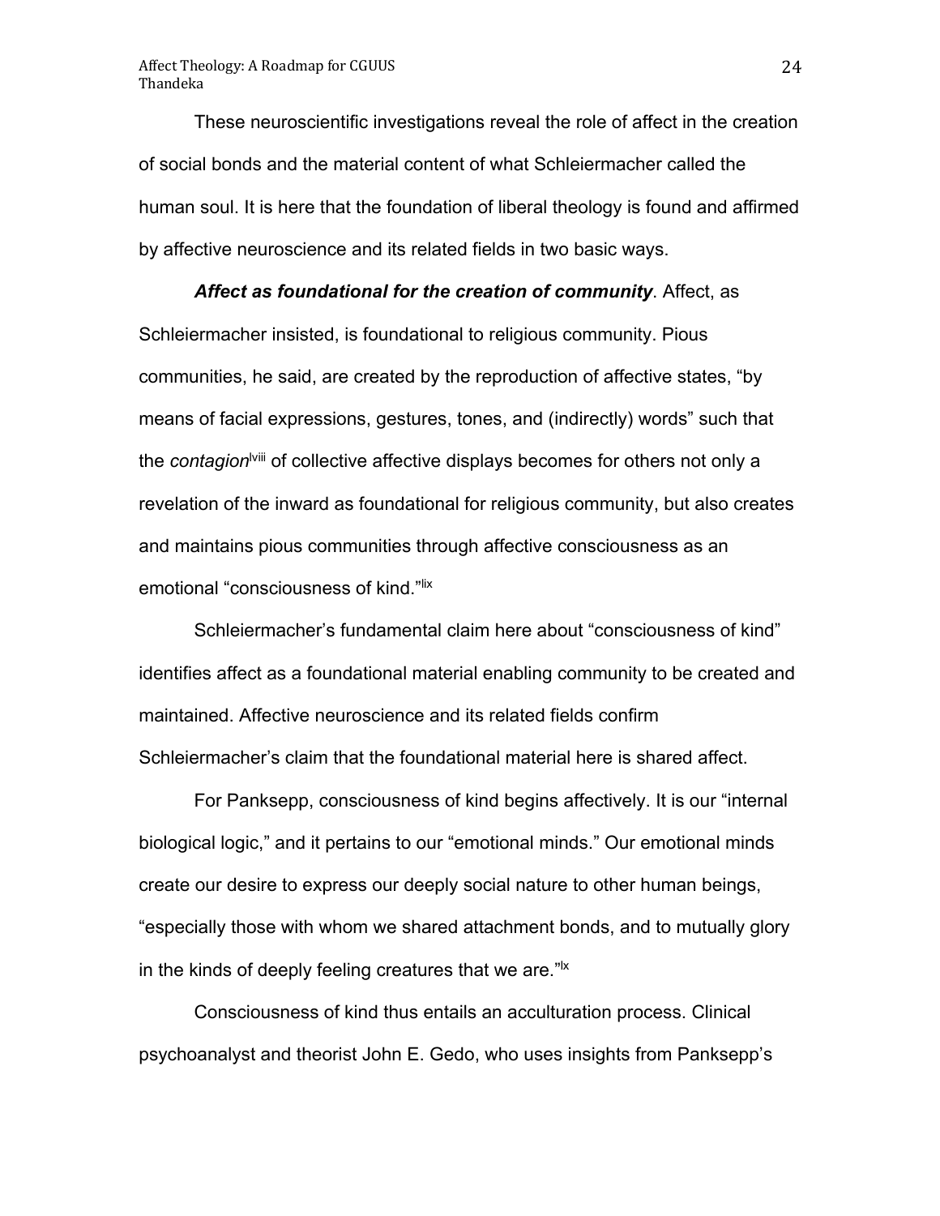These neuroscientific investigations reveal the role of affect in the creation of social bonds and the material content of what Schleiermacher called the human soul. It is here that the foundation of liberal theology is found and affirmed by affective neuroscience and its related fields in two basic ways.

***Affect as foundational for the creation of community***. Affect, as Schleiermacher insisted, is foundational to religious community. Pious communities, he said, are created by the reproduction of affective states, "by means of facial expressions, gestures, tones, and (indirectly) words" such that the *contagion*[lviii] of collective affective displays becomes for others not only a revelation of the inward as foundational for religious community, but also creates and maintains pious communities through affective consciousness as an emotional "consciousness of kind."[lix]

Schleiermacher's fundamental claim here about "consciousness of kind" identifies affect as a foundational material enabling community to be created and maintained. Affective neuroscience and its related fields confirm Schleiermacher's claim that the foundational material here is shared affect.

For Panksepp, consciousness of kind begins affectively. It is our "internal biological logic," and it pertains to our "emotional minds." Our emotional minds create our desire to express our deeply social nature to other human beings, "especially those with whom we shared attachment bonds, and to mutually glory in the kinds of deeply feeling creatures that we are."[lx]

Consciousness of kind thus entails an acculturation process. Clinical psychoanalyst and theorist John E. Gedo, who uses insights from Panksepp's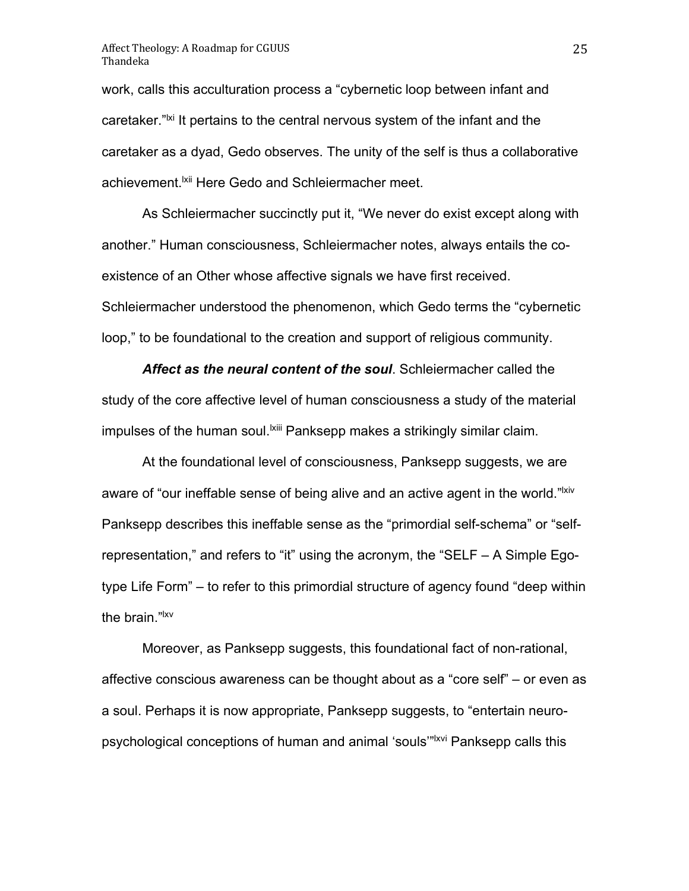work, calls this acculturation process a “cybernetic loop between infant and caretaker.”[lxi] It pertains to the central nervous system of the infant and the caretaker as a dyad, Gedo observes. The unity of the self is thus a collaborative achievement.[lxii] Here Gedo and Schleiermacher meet.

As Schleiermacher succinctly put it, “We never do exist except along with another.” Human consciousness, Schleiermacher notes, always entails the co-existence of an Other whose affective signals we have first received. Schleiermacher understood the phenomenon, which Gedo terms the “cybernetic loop,” to be foundational to the creation and support of religious community.

***Affect as the neural content of the soul***. Schleiermacher called the study of the core affective level of human consciousness a study of the material impulses of the human soul.[lxiii] Panksepp makes a strikingly similar claim.

At the foundational level of consciousness, Panksepp suggests, we are aware of “our ineffable sense of being alive and an active agent in the world.”[lxiv] Panksepp describes this ineffable sense as the “primordial self-schema” or “self-representation,” and refers to “it” using the acronym, the “SELF – A Simple Ego-type Life Form” – to refer to this primordial structure of agency found “deep within the brain.”[lxv]

Moreover, as Panksepp suggests, this foundational fact of non-rational, affective conscious awareness can be thought about as a “core self” – or even as a soul. Perhaps it is now appropriate, Panksepp suggests, to “entertain neuro-psychological conceptions of human and animal ‘souls’”[lxvi] Panksepp calls this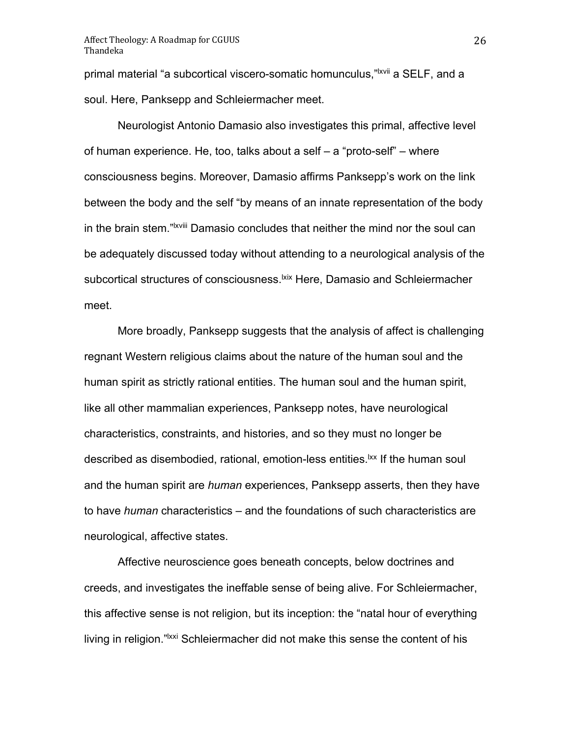primal material "a subcortical viscero-somatic homunculus,"[lxvii] a SELF, and a soul. Here, Panksepp and Schleiermacher meet.

Neurologist Antonio Damasio also investigates this primal, affective level of human experience. He, too, talks about a self – a "proto-self" – where consciousness begins. Moreover, Damasio affirms Panksepp's work on the link between the body and the self "by means of an innate representation of the body in the brain stem."[lxviii] Damasio concludes that neither the mind nor the soul can be adequately discussed today without attending to a neurological analysis of the subcortical structures of consciousness.[lxix] Here, Damasio and Schleiermacher meet.

More broadly, Panksepp suggests that the analysis of affect is challenging regnant Western religious claims about the nature of the human soul and the human spirit as strictly rational entities. The human soul and the human spirit, like all other mammalian experiences, Panksepp notes, have neurological characteristics, constraints, and histories, and so they must no longer be described as disembodied, rational, emotion-less entities.[lxx] If the human soul and the human spirit are *human* experiences, Panksepp asserts, then they have to have *human* characteristics – and the foundations of such characteristics are neurological, affective states.

Affective neuroscience goes beneath concepts, below doctrines and creeds, and investigates the ineffable sense of being alive. For Schleiermacher, this affective sense is not religion, but its inception: the "natal hour of everything living in religion."[lxxi] Schleiermacher did not make this sense the content of his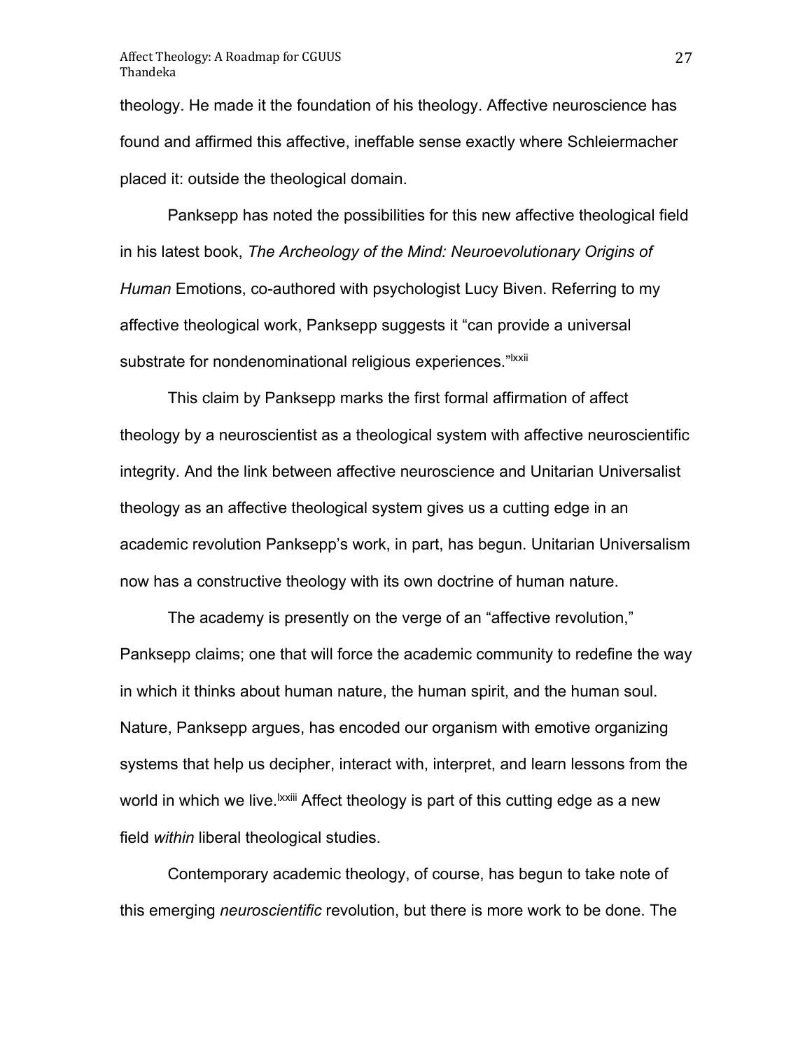theology. He made it the foundation of his theology. Affective neuroscience has found and affirmed this affective, ineffable sense exactly where Schleiermacher placed it: outside the theological domain.

Panksepp has noted the possibilities for this new affective theological field in his latest book, *The Archeology of the Mind: Neuroevolutionary Origins of Human* Emotions, co-authored with psychologist Lucy Biven. Referring to my affective theological work, Panksepp suggests it "can provide a universal substrate for nondenominational religious experiences."[lxxii]

This claim by Panksepp marks the first formal affirmation of affect theology by a neuroscientist as a theological system with affective neuroscientific integrity. And the link between affective neuroscience and Unitarian Universalist theology as an affective theological system gives us a cutting edge in an academic revolution Panksepp's work, in part, has begun. Unitarian Universalism now has a constructive theology with its own doctrine of human nature.

The academy is presently on the verge of an "affective revolution," Panksepp claims; one that will force the academic community to redefine the way in which it thinks about human nature, the human spirit, and the human soul. Nature, Panksepp argues, has encoded our organism with emotive organizing systems that help us decipher, interact with, interpret, and learn lessons from the world in which we live.[lxxiii] Affect theology is part of this cutting edge as a new field *within* liberal theological studies.

Contemporary academic theology, of course, has begun to take note of this emerging *neuroscientific* revolution, but there is more work to be done. The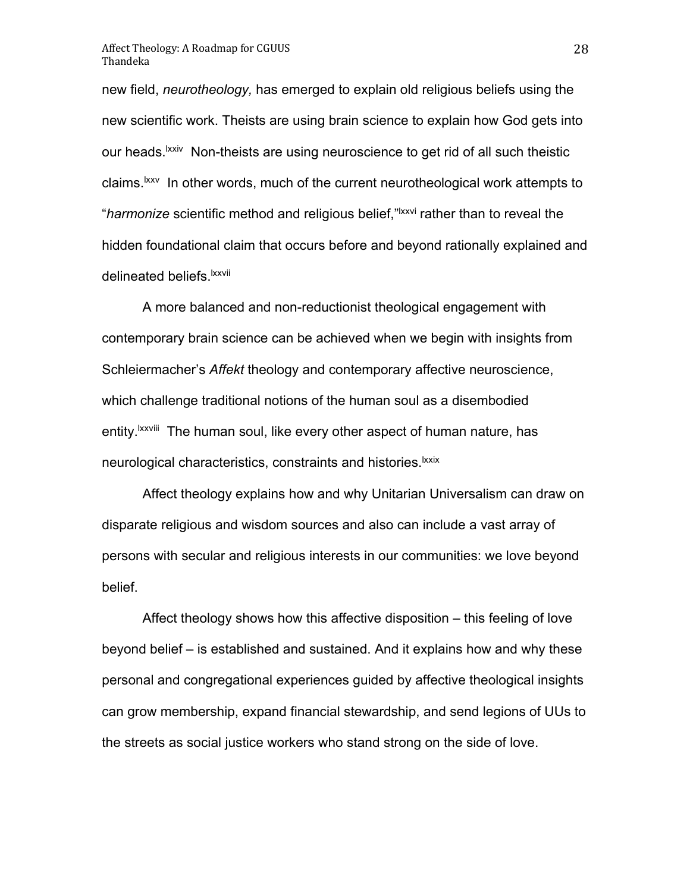new field, *neurotheology,* has emerged to explain old religious beliefs using the new scientific work. Theists are using brain science to explain how God gets into our heads.[lxxiv] Non-theists are using neuroscience to get rid of all such theistic claims.[lxxv] In other words, much of the current neurotheological work attempts to "*harmonize* scientific method and religious belief,"[lxxvi] rather than to reveal the hidden foundational claim that occurs before and beyond rationally explained and delineated beliefs.[lxxvii]

A more balanced and non-reductionist theological engagement with contemporary brain science can be achieved when we begin with insights from Schleiermacher's *Affekt* theology and contemporary affective neuroscience, which challenge traditional notions of the human soul as a disembodied entity.[lxxviii] The human soul, like every other aspect of human nature, has neurological characteristics, constraints and histories.[lxxix]

Affect theology explains how and why Unitarian Universalism can draw on disparate religious and wisdom sources and also can include a vast array of persons with secular and religious interests in our communities: we love beyond belief.

Affect theology shows how this affective disposition – this feeling of love beyond belief – is established and sustained. And it explains how and why these personal and congregational experiences guided by affective theological insights can grow membership, expand financial stewardship, and send legions of UUs to the streets as social justice workers who stand strong on the side of love.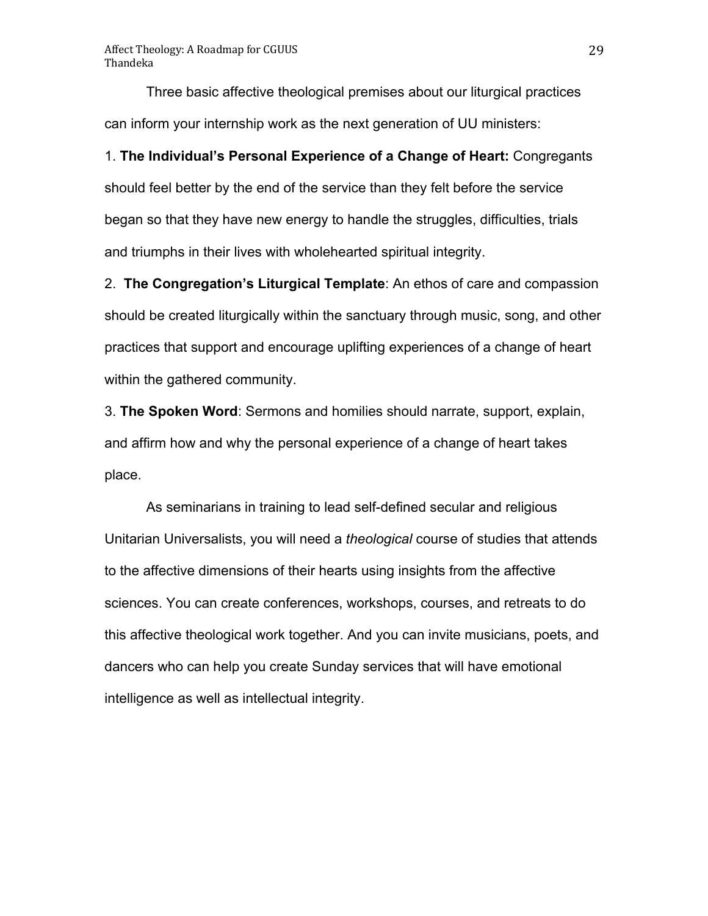Three basic affective theological premises about our liturgical practices can inform your internship work as the next generation of UU ministers:

1. **The Individual's Personal Experience of a Change of Heart:** Congregants should feel better by the end of the service than they felt before the service began so that they have new energy to handle the struggles, difficulties, trials and triumphs in their lives with wholehearted spiritual integrity.
2. **The Congregation's Liturgical Template**: An ethos of care and compassion should be created liturgically within the sanctuary through music, song, and other practices that support and encourage uplifting experiences of a change of heart within the gathered community.
3. **The Spoken Word**: Sermons and homilies should narrate, support, explain, and affirm how and why the personal experience of a change of heart takes place.

As seminarians in training to lead self-defined secular and religious Unitarian Universalists, you will need a *theological* course of studies that attends to the affective dimensions of their hearts using insights from the affective sciences. You can create conferences, workshops, courses, and retreats to do this affective theological work together. And you can invite musicians, poets, and dancers who can help you create Sunday services that will have emotional intelligence as well as intellectual integrity.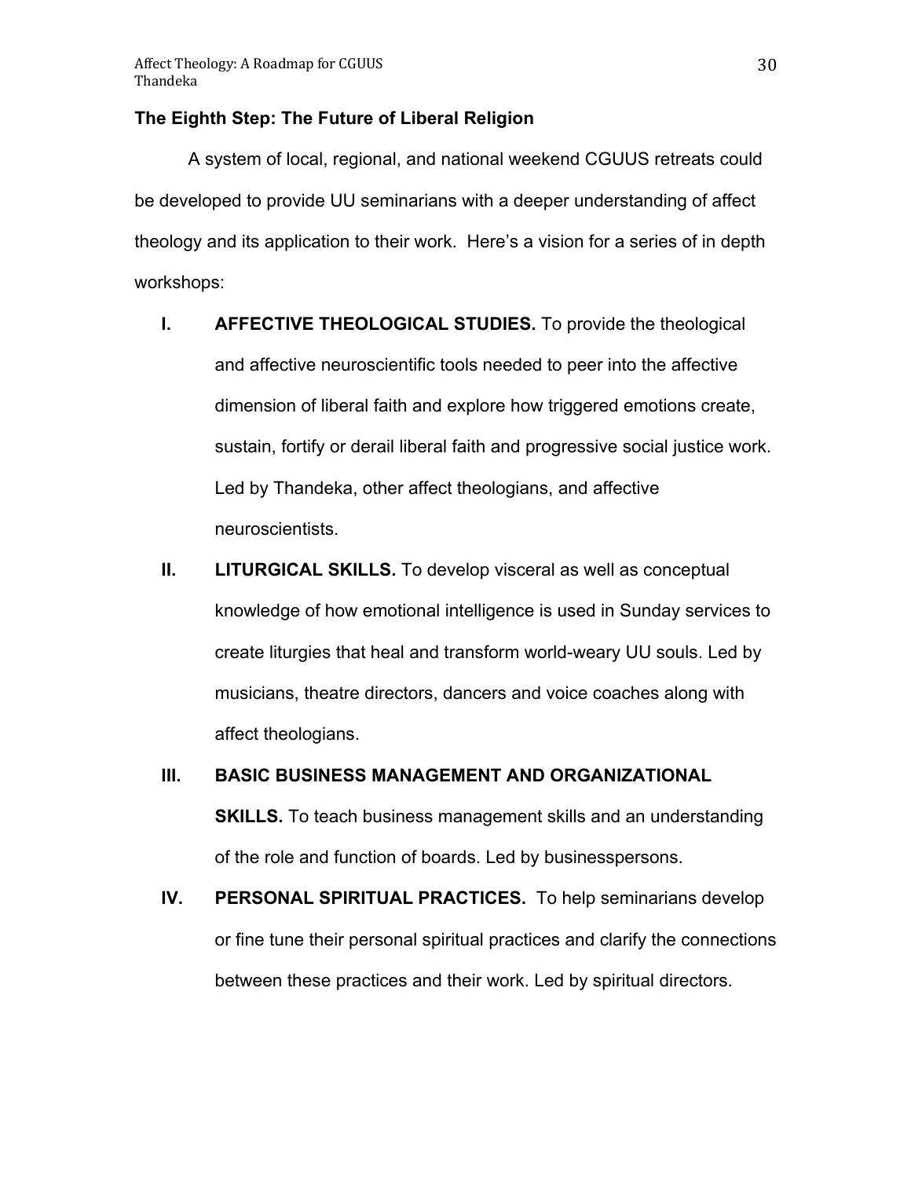### The Eighth Step: The Future of Liberal Religion

A system of local, regional, and national weekend CGUUS retreats could be developed to provide UU seminarians with a deeper understanding of affect theology and its application to their work. Here's a vision for a series of in depth workshops:

I. **AFFECTIVE THEOLOGICAL STUDIES.** To provide the theological and affective neuroscientific tools needed to peer into the affective dimension of liberal faith and explore how triggered emotions create, sustain, fortify or derail liberal faith and progressive social justice work. Led by Thandeka, other affect theologians, and affective neuroscientists.

II. **LITURGICAL SKILLS.** To develop visceral as well as conceptual knowledge of how emotional intelligence is used in Sunday services to create liturgies that heal and transform world-weary UU souls. Led by musicians, theatre directors, dancers and voice coaches along with affect theologians.

III. **BASIC BUSINESS MANAGEMENT AND ORGANIZATIONAL SKILLS.** To teach business management skills and an understanding of the role and function of boards. Led by businesspersons.

IV. **PERSONAL SPIRITUAL PRACTICES.** To help seminarians develop or fine tune their personal spiritual practices and clarify the connections between these practices and their work. Led by spiritual directors.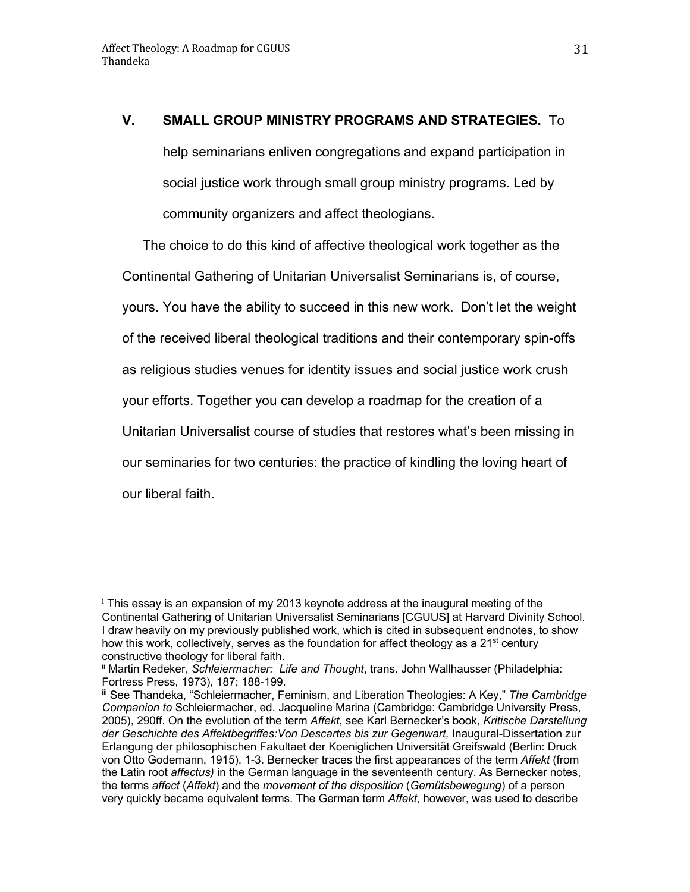**V. SMALL GROUP MINISTRY PROGRAMS AND STRATEGIES.** To help seminarians enliven congregations and expand participation in social justice work through small group ministry programs. Led by community organizers and affect theologians.

The choice to do this kind of affective theological work together as the Continental Gathering of Unitarian Universalist Seminarians is, of course, yours. You have the ability to succeed in this new work. Don't let the weight of the received liberal theological traditions and their contemporary spin-offs as religious studies venues for identity issues and social justice work crush your efforts. Together you can develop a roadmap for the creation of a Unitarian Universalist course of studies that restores what's been missing in our seminaries for two centuries: the practice of kindling the loving heart of our liberal faith.

---

[i] This essay is an expansion of my 2013 keynote address at the inaugural meeting of the Continental Gathering of Unitarian Universalist Seminarians [CGUUS] at Harvard Divinity School. I draw heavily on my previously published work, which is cited in subsequent endnotes, to show how this work, collectively, serves as the foundation for affect theology as a 21st century constructive theology for liberal faith.

[ii] Martin Redeker, *Schleiermacher: Life and Thought*, trans. John Wallhausser (Philadelphia: Fortress Press, 1973), 187; 188-199.

[iii] See Thandeka, "Schleiermacher, Feminism, and Liberation Theologies: A Key," *The Cambridge Companion to* Schleiermacher, ed. Jacqueline Marina (Cambridge: Cambridge University Press, 2005), 290ff. On the evolution of the term *Affekt*, see Karl Bernecker's book, *Kritische Darstellung der Geschichte des Affektbegriffes:Von Descartes bis zur Gegenwart,* Inaugural-Dissertation zur Erlangung der philosophischen Fakultaet der Koeniglichen Universität Greifswald (Berlin: Druck von Otto Godemann, 1915), 1-3. Bernecker traces the first appearances of the term *Affekt* (from the Latin root *affectus)* in the German language in the seventeenth century. As Bernecker notes, the terms *affect* (*Affekt*) and the *movement of the disposition* (*Gemütsbewegung*) of a person very quickly became equivalent terms. The German term *Affekt*, however, was used to describe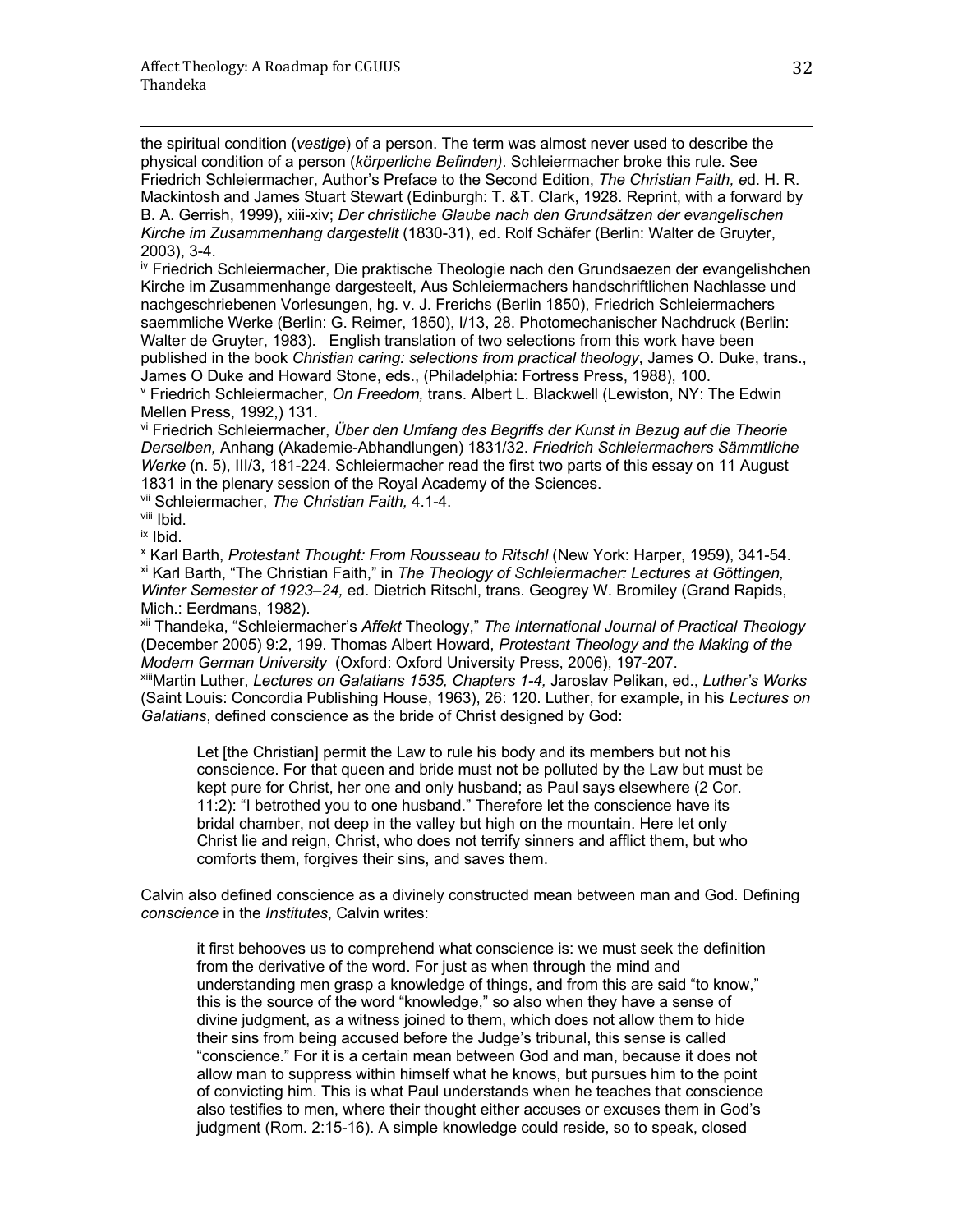the spiritual condition (*vestige*) of a person. The term was almost never used to describe the physical condition of a person (*körperliche Befinden)*. Schleiermacher broke this rule. See Friedrich Schleiermacher, Author's Preface to the Second Edition, *The Christian Faith, e*d. H. R. Mackintosh and James Stuart Stewart (Edinburgh: T. &T. Clark, 1928. Reprint, with a forward by B. A. Gerrish, 1999), xiii-xiv; *Der christliche Glaube nach den Grundsätzen der evangelischen Kirche im Zusammenhang dargestellt* (1830-31), ed. Rolf Schäfer (Berlin: Walter de Gruyter, 2003), 3-4.

[iv] Friedrich Schleiermacher, Die praktische Theologie nach den Grundsaezen der evangelishchen Kirche im Zusammenhange dargesteelt, Aus Schleiermachers handschriftlichen Nachlasse und nachgeschriebenen Vorlesungen, hg. v. J. Frerichs (Berlin 1850), Friedrich Schleiermachers saemmliche Werke (Berlin: G. Reimer, 1850), I/13, 28. Photomechanischer Nachdruck (Berlin: Walter de Gruyter, 1983). English translation of two selections from this work have been published in the book *Christian caring: selections from practical theology*, James O. Duke, trans., James O Duke and Howard Stone, eds., (Philadelphia: Fortress Press, 1988), 100.

[v] Friedrich Schleiermacher, *On Freedom,* trans. Albert L. Blackwell (Lewiston, NY: The Edwin Mellen Press, 1992,) 131.

[vi] Friedrich Schleiermacher, *Über den Umfang des Begriffs der Kunst in Bezug auf die Theorie Derselben,* Anhang (Akademie-Abhandlungen) 1831/32. *Friedrich Schleiermachers Sämmtliche Werke* (n. 5), III/3, 181-224. Schleiermacher read the first two parts of this essay on 11 August 1831 in the plenary session of the Royal Academy of the Sciences.

[vii] Schleiermacher, *The Christian Faith,* 4.1-4.

[viii] Ibid.

[ix] Ibid.

[x] Karl Barth, *Protestant Thought: From Rousseau to Ritschl* (New York: Harper, 1959), 341-54.

[xi] Karl Barth, "The Christian Faith," in *The Theology of Schleiermacher: Lectures at Göttingen, Winter Semester of 1923–24,* ed. Dietrich Ritschl, trans. Geogrey W. Bromiley (Grand Rapids, Mich.: Eerdmans, 1982).

[xii] Thandeka, "Schleiermacher's *Affekt* Theology," *The International Journal of Practical Theology* (December 2005) 9:2, 199. Thomas Albert Howard, *Protestant Theology and the Making of the Modern German University* (Oxford: Oxford University Press, 2006), 197-207.

[xiii] Martin Luther, *Lectures on Galatians 1535, Chapters 1-4,* Jaroslav Pelikan, ed., *Luther's Works* (Saint Louis: Concordia Publishing House, 1963), 26: 120. Luther, for example, in his *Lectures on Galatians*, defined conscience as the bride of Christ designed by God:

> Let [the Christian] permit the Law to rule his body and its members but not his conscience. For that queen and bride must not be polluted by the Law but must be kept pure for Christ, her one and only husband; as Paul says elsewhere (2 Cor. 11:2): "I betrothed you to one husband." Therefore let the conscience have its bridal chamber, not deep in the valley but high on the mountain. Here let only Christ lie and reign, Christ, who does not terrify sinners and afflict them, but who comforts them, forgives their sins, and saves them.

Calvin also defined conscience as a divinely constructed mean between man and God. Defining *conscience* in the *Institutes*, Calvin writes:

> it first behooves us to comprehend what conscience is: we must seek the definition from the derivative of the word. For just as when through the mind and understanding men grasp a knowledge of things, and from this are said "to know," this is the source of the word "knowledge," so also when they have a sense of divine judgment, as a witness joined to them, which does not allow them to hide their sins from being accused before the Judge's tribunal, this sense is called "conscience." For it is a certain mean between God and man, because it does not allow man to suppress within himself what he knows, but pursues him to the point of convicting him. This is what Paul understands when he teaches that conscience also testifies to men, where their thought either accuses or excuses them in God's judgment (Rom. 2:15-16). A simple knowledge could reside, so to speak, closed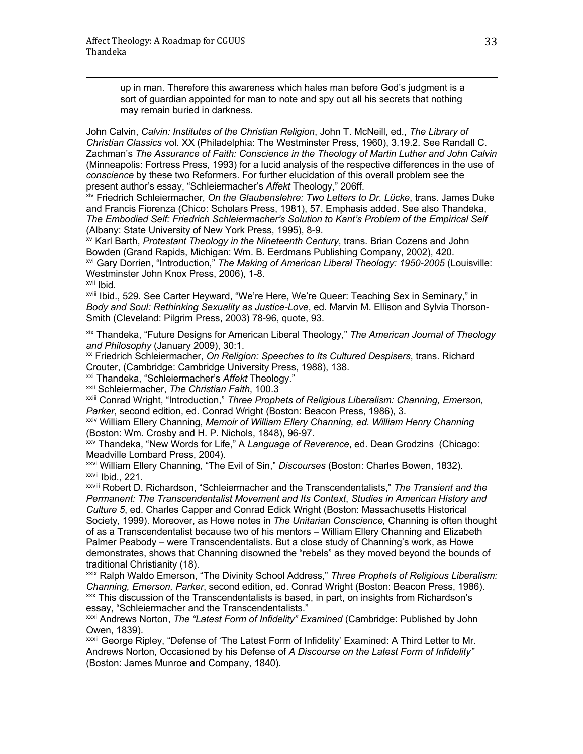> up in man. Therefore this awareness which hales man before God's judgment is a sort of guardian appointed for man to note and spy out all his secrets that nothing may remain buried in darkness.

John Calvin, *Calvin: Institutes of the Christian Religion*, John T. McNeill, ed., *The Library of Christian Classics* vol. XX (Philadelphia: The Westminster Press, 1960), 3.19.2. See Randall C. Zachman's *The Assurance of Faith: Conscience in the Theology of Martin Luther and John Calvin* (Minneapolis: Fortress Press, 1993) for a lucid analysis of the respective differences in the use of *conscience* by these two Reformers. For further elucidation of this overall problem see the present author's essay, "Schleiermacher's *Affekt* Theology," 206ff.

[xiv] Friedrich Schleiermacher, *On the Glaubenslehre: Two Letters to Dr. Lücke*, trans. James Duke and Francis Fiorenza (Chico: Scholars Press, 1981), 57. Emphasis added. See also Thandeka, *The Embodied Self: Friedrich Schleiermacher's Solution to Kant's Problem of the Empirical Self* (Albany: State University of New York Press, 1995), 8-9.

[xv] Karl Barth, *Protestant Theology in the Nineteenth Century*, trans. Brian Cozens and John Bowden (Grand Rapids, Michigan: Wm. B. Eerdmans Publishing Company, 2002), 420.

[xvi] Gary Dorrien, "Introduction," *The Making of American Liberal Theology: 1950-2005* (Louisville: Westminster John Knox Press, 2006), 1-8.

[xvii] Ibid.

[xviii] Ibid., 529. See Carter Heyward, "We're Here, We're Queer: Teaching Sex in Seminary," in *Body and Soul: Rethinking Sexuality as Justice-Love*, ed. Marvin M. Ellison and Sylvia Thorson-Smith (Cleveland: Pilgrim Press, 2003) 78-96, quote, 93.

[xix] Thandeka, "Future Designs for American Liberal Theology," *The American Journal of Theology and Philosophy* (January 2009), 30:1.

[xx] Friedrich Schleiermacher, *On Religion: Speeches to Its Cultured Despisers*, trans. Richard Crouter, (Cambridge: Cambridge University Press, 1988), 138.

[xxi] Thandeka, "Schleiermacher's *Affekt* Theology."

[xxii] Schleiermacher, *The Christian Faith*, 100.3

[xxiii] Conrad Wright, "Introduction," *Three Prophets of Religious Liberalism: Channing, Emerson, Parker*, second edition, ed. Conrad Wright (Boston: Beacon Press, 1986), 3.

[xxiv] William Ellery Channing, *Memoir of William Ellery Channing, ed. William Henry Channing* (Boston: Wm. Crosby and H. P. Nichols, 1848), 96-97.

[xxv] Thandeka, "New Words for Life," A *Language of Reverence*, ed. Dean Grodzins (Chicago: Meadville Lombard Press, 2004).

[xxvi] William Ellery Channing, "The Evil of Sin," *Discourses* (Boston: Charles Bowen, 1832).

[xxvii] Ibid., 221.

[xxviii] Robert D. Richardson, "Schleiermacher and the Transcendentalists," *The Transient and the Permanent: The Transcendentalist Movement and Its Context*, *Studies in American History and Culture 5*, ed. Charles Capper and Conrad Edick Wright (Boston: Massachusetts Historical Society, 1999). Moreover, as Howe notes in *The Unitarian Conscience,* Channing is often thought of as a Transcendentalist because two of his mentors – William Ellery Channing and Elizabeth Palmer Peabody – were Transcendentalists. But a close study of Channing's work, as Howe demonstrates, shows that Channing disowned the "rebels" as they moved beyond the bounds of traditional Christianity (18).

[xxix] Ralph Waldo Emerson, "The Divinity School Address," *Three Prophets of Religious Liberalism: Channing, Emerson, Parker*, second edition, ed. Conrad Wright (Boston: Beacon Press, 1986).

[xxx] This discussion of the Transcendentalists is based, in part, on insights from Richardson's essay, "Schleiermacher and the Transcendentalists."

[xxxi] Andrews Norton, *The "Latest Form of Infidelity" Examined* (Cambridge: Published by John Owen, 1839).

[xxxii] George Ripley, "Defense of 'The Latest Form of Infidelity' Examined: A Third Letter to Mr. Andrews Norton, Occasioned by his Defense of *A Discourse on the Latest Form of Infidelity"* (Boston: James Munroe and Company, 1840).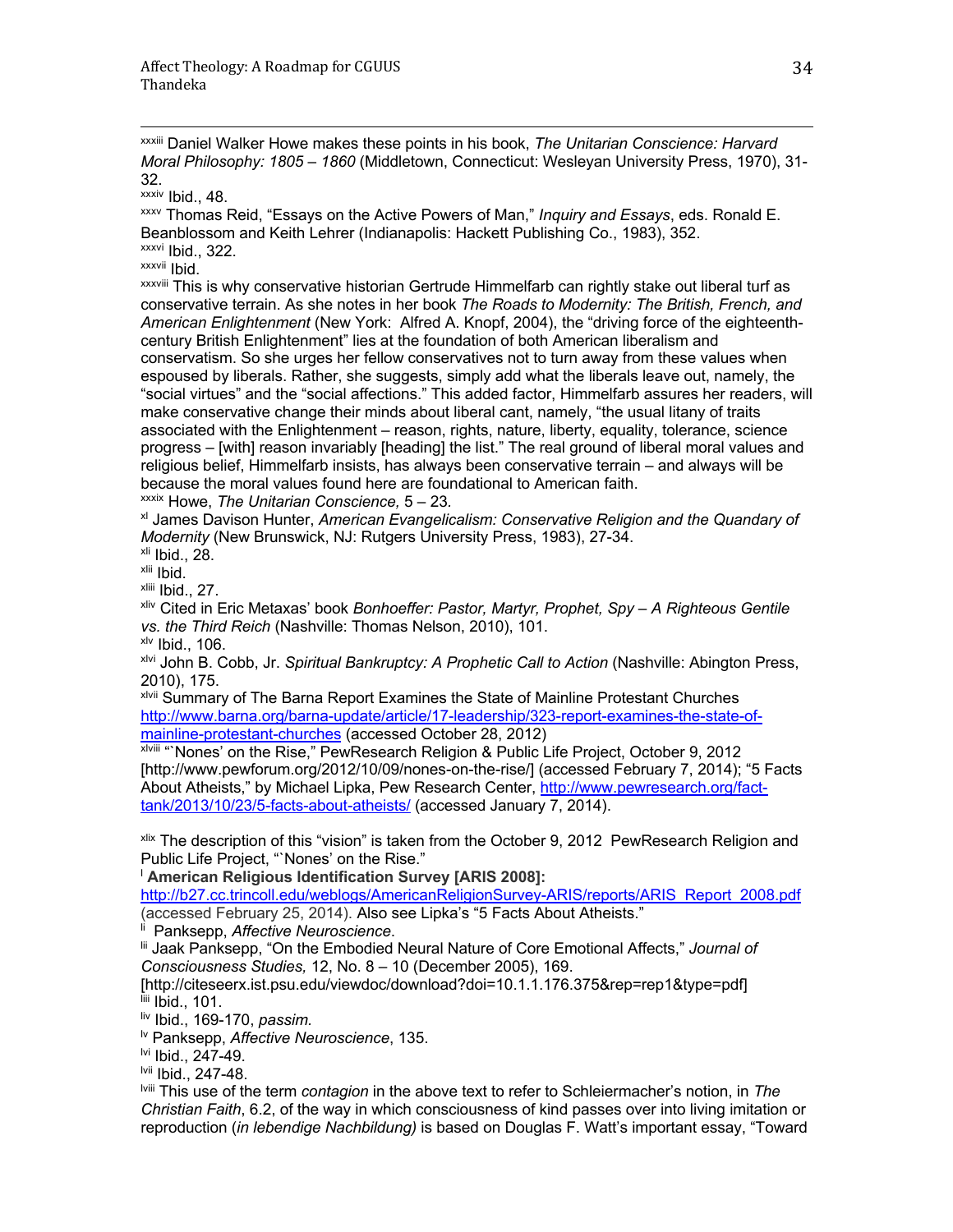[xxxiii] Daniel Walker Howe makes these points in his book, *The Unitarian Conscience: Harvard Moral Philosophy: 1805 – 1860* (Middletown, Connecticut: Wesleyan University Press, 1970), 31-32.

[xxxiv] Ibid., 48.

[xxxv] Thomas Reid, "Essays on the Active Powers of Man," *Inquiry and Essays*, eds. Ronald E. Beanblossom and Keith Lehrer (Indianapolis: Hackett Publishing Co., 1983), 352.

[xxxvi] Ibid., 322.

[xxxvii] Ibid.

[xxxviii] This is why conservative historian Gertrude Himmelfarb can rightly stake out liberal turf as conservative terrain. As she notes in her book *The Roads to Modernity: The British, French, and American Enlightenment* (New York: Alfred A. Knopf, 2004), the "driving force of the eighteenth-century British Enlightenment" lies at the foundation of both American liberalism and conservatism. So she urges her fellow conservatives not to turn away from these values when espoused by liberals. Rather, she suggests, simply add what the liberals leave out, namely, the "social virtues" and the "social affections." This added factor, Himmelfarb assures her readers, will make conservative change their minds about liberal cant, namely, "the usual litany of traits associated with the Enlightenment – reason, rights, nature, liberty, equality, tolerance, science progress – [with] reason invariably [heading] the list." The real ground of liberal moral values and religious belief, Himmelfarb insists, has always been conservative terrain – and always will be because the moral values found here are foundational to American faith.

[xxxix] Howe, *The Unitarian Conscience,* 5 – 23.

[xl] James Davison Hunter, *American Evangelicalism: Conservative Religion and the Quandary of Modernity* (New Brunswick, NJ: Rutgers University Press, 1983), 27-34.

[xli] Ibid., 28.

[xlii] Ibid.

[xliii] Ibid., 27.

[xliv] Cited in Eric Metaxas' book *Bonhoeffer: Pastor, Martyr, Prophet, Spy – A Righteous Gentile vs. the Third Reich* (Nashville: Thomas Nelson, 2010), 101.

[xlv] Ibid., 106.

[xlvi] John B. Cobb, Jr. *Spiritual Bankruptcy: A Prophetic Call to Action* (Nashville: Abington Press, 2010), 175.

[xlvii] Summary of The Barna Report Examines the State of Mainline Protestant Churches http://www.barna.org/barna-update/article/17-leadership/323-report-examines-the-state-of-mainline-protestant-churches (accessed October 28, 2012)

[xlviii] "`Nones' on the Rise," PewResearch Religion & Public Life Project, October 9, 2012 [http://www.pewforum.org/2012/10/09/nones-on-the-rise/] (accessed February 7, 2014); "5 Facts About Atheists," by Michael Lipka, Pew Research Center, http://www.pewresearch.org/fact-tank/2013/10/23/5-facts-about-atheists/ (accessed January 7, 2014).

[xlix] The description of this "vision" is taken from the October 9, 2012 PewResearch Religion and Public Life Project, "`Nones' on the Rise."

[l] **American Religious Identification Survey [ARIS 2008]:** http://b27.cc.trincoll.edu/weblogs/AmericanReligionSurvey-ARIS/reports/ARIS_Report_2008.pdf (accessed February 25, 2014). Also see Lipka's "5 Facts About Atheists."

[li] Panksepp, *Affective Neuroscience*.

[lii] Jaak Panksepp, "On the Embodied Neural Nature of Core Emotional Affects," *Journal of Consciousness Studies,* 12, No. 8 – 10 (December 2005), 169. [http://citeseerx.ist.psu.edu/viewdoc/download?doi=10.1.1.176.375&rep=rep1&type=pdf]

[liii] Ibid., 101.

[liv] Ibid., 169-170, *passim.*

[lv] Panksepp, *Affective Neuroscience*, 135.

[lvi] Ibid., 247-49.

[lvii] Ibid., 247-48.

[lviii] This use of the term *contagion* in the above text to refer to Schleiermacher's notion, in *The Christian Faith*, 6.2, of the way in which consciousness of kind passes over into living imitation or reproduction (*in lebendige Nachbildung)* is based on Douglas F. Watt's important essay, "Toward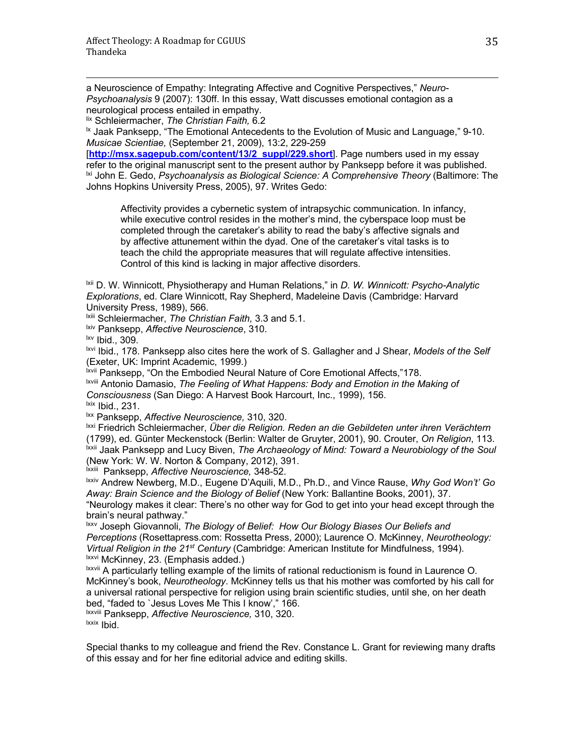a Neuroscience of Empathy: Integrating Affective and Cognitive Perspectives," *Neuro-Psychoanalysis* 9 (2007): 130ff. In this essay, Watt discusses emotional contagion as a neurological process entailed in empathy.

[lix] Schleiermacher, *The Christian Faith,* 6.2

[lx] Jaak Panksepp, "The Emotional Antecedents to the Evolution of Music and Language," 9-10. *Musicae Scientiae,* (September 21, 2009), 13:2, 229-259 [**http://msx.sagepub.com/content/13/2_suppl/229.short**]. Page numbers used in my essay refer to the original manuscript sent to the present author by Panksepp before it was published.

[lxi] John E. Gedo, *Psychoanalysis as Biological Science: A Comprehensive Theory* (Baltimore: The Johns Hopkins University Press, 2005), 97. Writes Gedo:

> Affectivity provides a cybernetic system of intrapsychic communication. In infancy, while executive control resides in the mother's mind, the cyberspace loop must be completed through the caretaker's ability to read the baby's affective signals and by affective attunement within the dyad. One of the caretaker's vital tasks is to teach the child the appropriate measures that will regulate affective intensities. Control of this kind is lacking in major affective disorders.

[lxii] D. W. Winnicott, Physiotherapy and Human Relations," in *D. W. Winnicott: Psycho-Analytic Explorations*, ed. Clare Winnicott, Ray Shepherd, Madeleine Davis (Cambridge: Harvard University Press, 1989), 566.

[lxiii] Schleiermacher, *The Christian Faith,* 3.3 and 5.1.

[lxiv] Panksepp, *Affective Neuroscience*, 310.

[lxv] Ibid., 309.

[lxvi] Ibid., 178. Panksepp also cites here the work of S. Gallagher and J Shear, *Models of the Self* (Exeter, UK: Imprint Academic, 1999.)

[lxvii] Panksepp, "On the Embodied Neural Nature of Core Emotional Affects,"178.

[lxviii] Antonio Damasio, *The Feeling of What Happens: Body and Emotion in the Making of Consciousness* (San Diego: A Harvest Book Harcourt, Inc., 1999), 156.

[lxix] Ibid., 231.

[lxx] Panksepp, *Affective Neuroscience,* 310, 320.

[lxxi] Friedrich Schleiermacher, *Über die Religion. Reden an die Gebildeten unter ihren Verächtern* (1799), ed. Günter Meckenstock (Berlin: Walter de Gruyter, 2001), 90. Crouter, *On Religion*, 113.

[lxxii] Jaak Panksepp and Lucy Biven, *The Archaeology of Mind: Toward a Neurobiology of the Soul* (New York: W. W. Norton & Company, 2012), 391.

[lxxiii] Panksepp, *Affective Neuroscience,* 348-52.

[lxxiv] Andrew Newberg, M.D., Eugene D'Aquili, M.D., Ph.D., and Vince Rause, *Why God Won't' Go Away: Brain Science and the Biology of Belief* (New York: Ballantine Books, 2001), 37. "Neurology makes it clear: There's no other way for God to get into your head except through the brain's neural pathway."

[lxxv] Joseph Giovannoli, *The Biology of Belief: How Our Biology Biases Our Beliefs and Perceptions* (Rosettapress.com: Rossetta Press, 2000); Laurence O. McKinney, *Neurotheology: Virtual Religion in the 21st Century* (Cambridge: American Institute for Mindfulness, 1994).

[lxxvi] McKinney, 23. (Emphasis added.)

[lxxvii] A particularly telling example of the limits of rational reductionism is found in Laurence O. McKinney's book, *Neurotheology*. McKinney tells us that his mother was comforted by his call for a universal rational perspective for religion using brain scientific studies, until she, on her death bed, "faded to `Jesus Loves Me This I know'," 166.

[lxxviii] Panksepp, *Affective Neuroscience,* 310, 320.

[lxxix] Ibid.

Special thanks to my colleague and friend the Rev. Constance L. Grant for reviewing many drafts of this essay and for her fine editorial advice and editing skills.